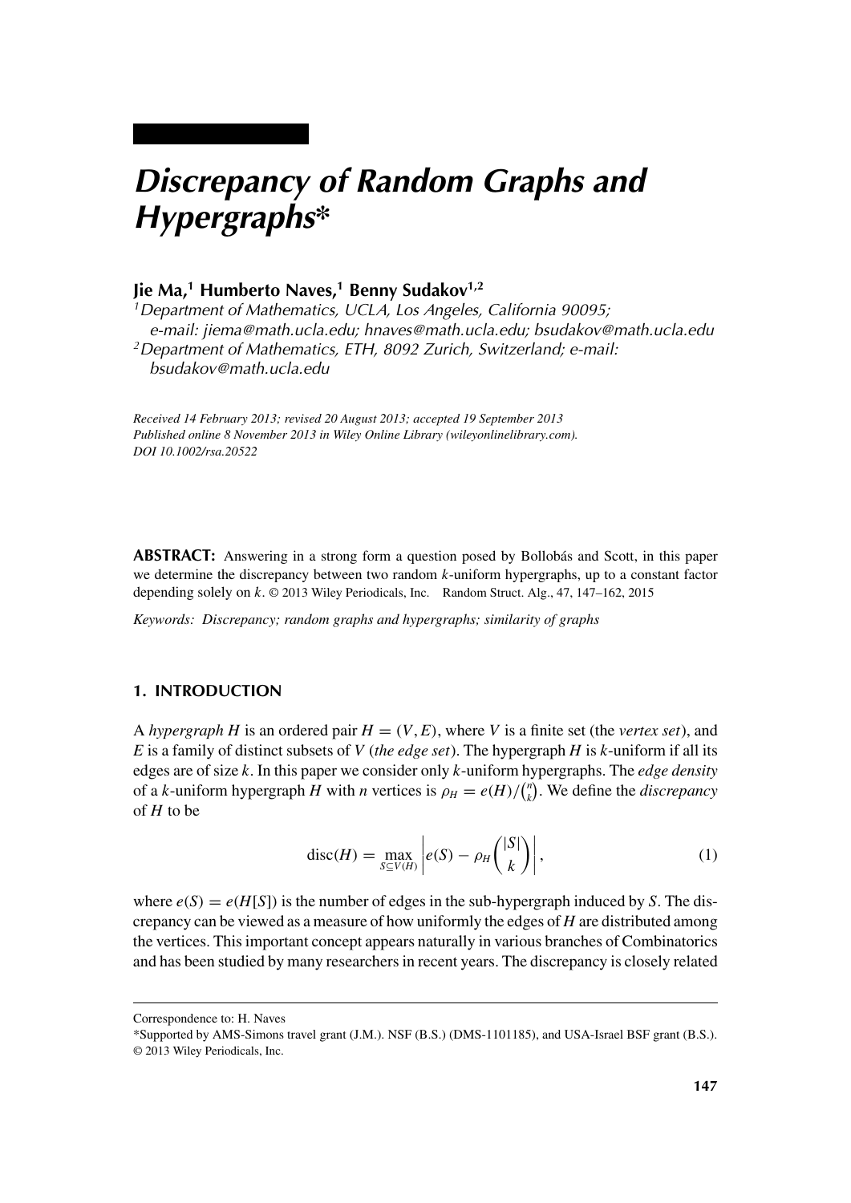# Discrepancy of Random Graphs and Hypergraphs*

**Jie Ma,[1] Humberto Naves,[1] Benny Sudakov[1,2]**

[1]*Department of Mathematics, UCLA, Los Angeles, California 90095; e-mail: jiema@math.ucla.edu; hnaves@math.ucla.edu; bsudakov@math.ucla.edu*

[2]*Department of Mathematics, ETH, 8092 Zurich, Switzerland; e-mail: bsudakov@math.ucla.edu*

*Received 14 February 2013; revised 20 August 2013; accepted 19 September 2013*
*Published online 8 November 2013 in Wiley Online Library (wileyonlinelibrary.com).*
*DOI 10.1002/rsa.20522*

**ABSTRACT:** Answering in a strong form a question posed by Bollobás and Scott, in this paper we determine the discrepancy between two random $k$-uniform hypergraphs, up to a constant factor depending solely on $k$. © 2013 Wiley Periodicals, Inc. Random Struct. Alg., 47, 147–162, 2015

*Keywords:* *Discrepancy; random graphs and hypergraphs; similarity of graphs*

## 1. INTRODUCTION

A *hypergraph* $H$ is an ordered pair $H = (V, E)$, where $V$ is a finite set (the *vertex set*), and $E$ is a family of distinct subsets of $V$ (*the edge set*). The hypergraph $H$ is $k$-uniform if all its edges are of size $k$. In this paper we consider only $k$-uniform hypergraphs. The *edge density* of a $k$-uniform hypergraph $H$ with $n$ vertices is $\rho_H = e(H)/\binom{n}{k}$. We define the *discrepancy* of $H$ to be

$$\mathrm{disc}(H) = \max_{S \subseteq V(H)} \left| e(S) - \rho_H \binom{|S|}{k} \right|, \tag{1}$$

where $e(S) = e(H[S])$ is the number of edges in the sub-hypergraph induced by $S$. The discrepancy can be viewed as a measure of how uniformly the edges of $H$ are distributed among the vertices. This important concept appears naturally in various branches of Combinatorics and has been studied by many researchers in recent years. The discrepancy is closely related

---

Correspondence to: H. Naves

*Supported by AMS-Simons travel grant (J.M.). NSF (B.S.) (DMS-1101185), and USA-Israel BSF grant (B.S.).
© 2013 Wiley Periodicals, Inc.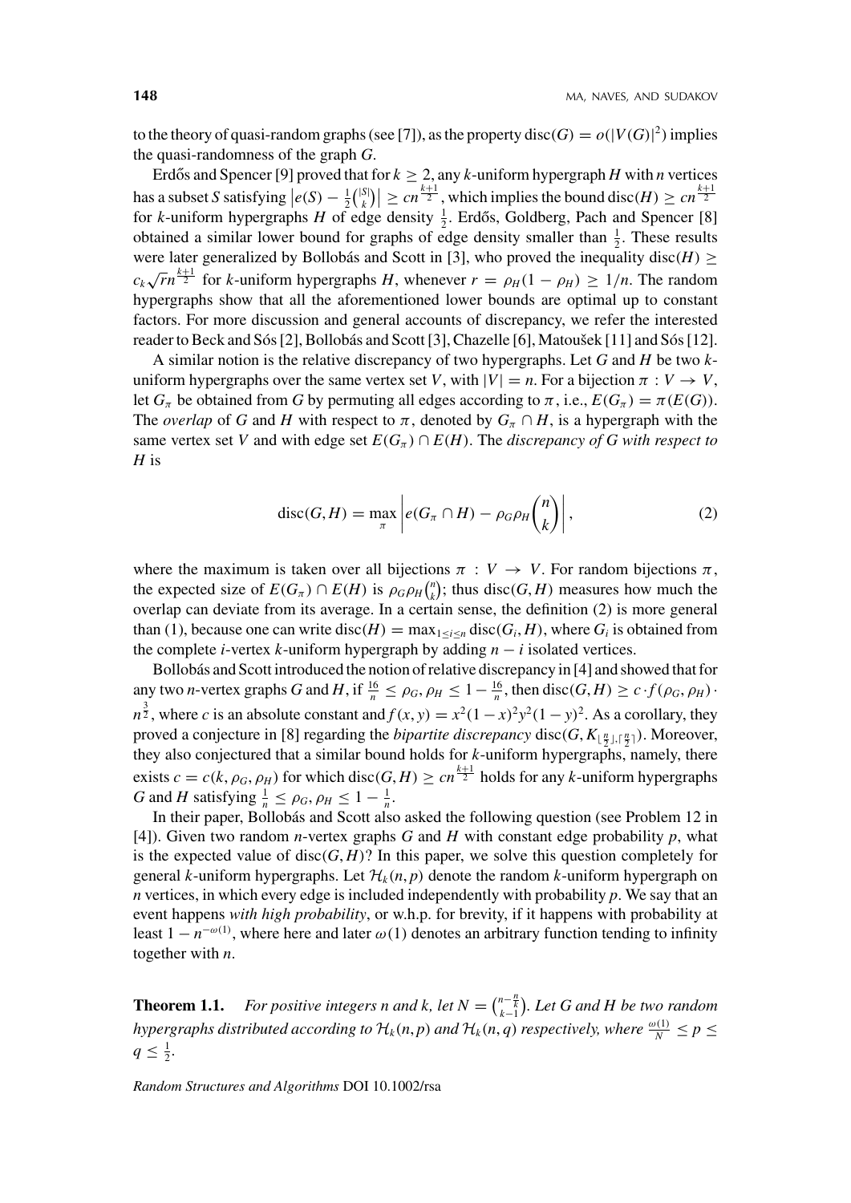to the theory of quasi-random graphs (see [7]), as the property $\text{disc}(G) = o(|V(G)|^2)$ implies the quasi-randomness of the graph $G$.

Erdős and Spencer [9] proved that for $k \geq 2$, any $k$-uniform hypergraph $H$ with $n$ vertices has a subset $S$ satisfying $\left|e(S) - \frac{1}{2}\binom{|S|}{k}\right| \geq cn^{\frac{k+1}{2}}$, which implies the bound $\text{disc}(H) \geq cn^{\frac{k+1}{2}}$ for $k$-uniform hypergraphs $H$ of edge density $\frac{1}{2}$. Erdős, Goldberg, Pach and Spencer [8] obtained a similar lower bound for graphs of edge density smaller than $\frac{1}{2}$. These results were later generalized by Bollobás and Scott in [3], who proved the inequality $\text{disc}(H) \geq c_k\sqrt{r}n^{\frac{k+1}{2}}$ for $k$-uniform hypergraphs $H$, whenever $r = \rho_H(1-\rho_H) \geq 1/n$. The random hypergraphs show that all the aforementioned lower bounds are optimal up to constant factors. For more discussion and general accounts of discrepancy, we refer the interested reader to Beck and Sós [2], Bollobás and Scott [3], Chazelle [6], Matoušek [11] and Sós [12].

A similar notion is the relative discrepancy of two hypergraphs. Let $G$ and $H$ be two $k$-uniform hypergraphs over the same vertex set $V$, with $|V| = n$. For a bijection $\pi : V \to V$, let $G_\pi$ be obtained from $G$ by permuting all edges according to $\pi$, i.e., $E(G_\pi) = \pi(E(G))$. The *overlap* of $G$ and $H$ with respect to $\pi$, denoted by $G_\pi \cap H$, is a hypergraph with the same vertex set $V$ and with edge set $E(G_\pi) \cap E(H)$. The *discrepancy of $G$ with respect to $H$* is

$$\text{disc}(G,H) = \max_\pi \left| e(G_\pi \cap H) - \rho_G\rho_H\binom{n}{k} \right|, \tag{2}$$

where the maximum is taken over all bijections $\pi : V \to V$. For random bijections $\pi$, the expected size of $E(G_\pi) \cap E(H)$ is $\rho_G\rho_H\binom{n}{k}$; thus $\text{disc}(G,H)$ measures how much the overlap can deviate from its average. In a certain sense, the definition (2) is more general than (1), because one can write $\text{disc}(H) = \max_{1 \leq i \leq n} \text{disc}(G_i, H)$, where $G_i$ is obtained from the complete $i$-vertex $k$-uniform hypergraph by adding $n-i$ isolated vertices.

Bollobás and Scott introduced the notion of relative discrepancy in [4] and showed that for any two $n$-vertex graphs $G$ and $H$, if $\frac{16}{n} \leq \rho_G, \rho_H \leq 1 - \frac{16}{n}$, then $\text{disc}(G,H) \geq c \cdot f(\rho_G, \rho_H) \cdot n^{\frac{3}{2}}$, where $c$ is an absolute constant and $f(x,y) = x^2(1-x)^2y^2(1-y)^2$. As a corollary, they proved a conjecture in [8] regarding the *bipartite discrepancy* $\text{disc}(G, K_{\lfloor \frac{n}{2} \rfloor, \lceil \frac{n}{2} \rceil})$. Moreover, they also conjectured that a similar bound holds for $k$-uniform hypergraphs, namely, there exists $c = c(k, \rho_G, \rho_H)$ for which $\text{disc}(G,H) \geq cn^{\frac{k+1}{2}}$ holds for any $k$-uniform hypergraphs $G$ and $H$ satisfying $\frac{1}{n} \leq \rho_G, \rho_H \leq 1 - \frac{1}{n}$.

In their paper, Bollobás and Scott also asked the following question (see Problem 12 in [4]). Given two random $n$-vertex graphs $G$ and $H$ with constant edge probability $p$, what is the expected value of $\text{disc}(G,H)$? In this paper, we solve this question completely for general $k$-uniform hypergraphs. Let $\mathcal{H}_k(n,p)$ denote the random $k$-uniform hypergraph on $n$ vertices, in which every edge is included independently with probability $p$. We say that an event happens *with high probability*, or w.h.p. for brevity, if it happens with probability at least $1 - n^{-\omega(1)}$, where here and later $\omega(1)$ denotes an arbitrary function tending to infinity together with $n$.

**Theorem 1.1.** *For positive integers $n$ and $k$, let $N = \binom{n - \frac{n}{k}}{k-1}$. Let $G$ and $H$ be two random hypergraphs distributed according to $\mathcal{H}_k(n,p)$ and $\mathcal{H}_k(n,q)$ respectively, where $\frac{\omega(1)}{N} \leq p \leq q \leq \frac{1}{2}$.*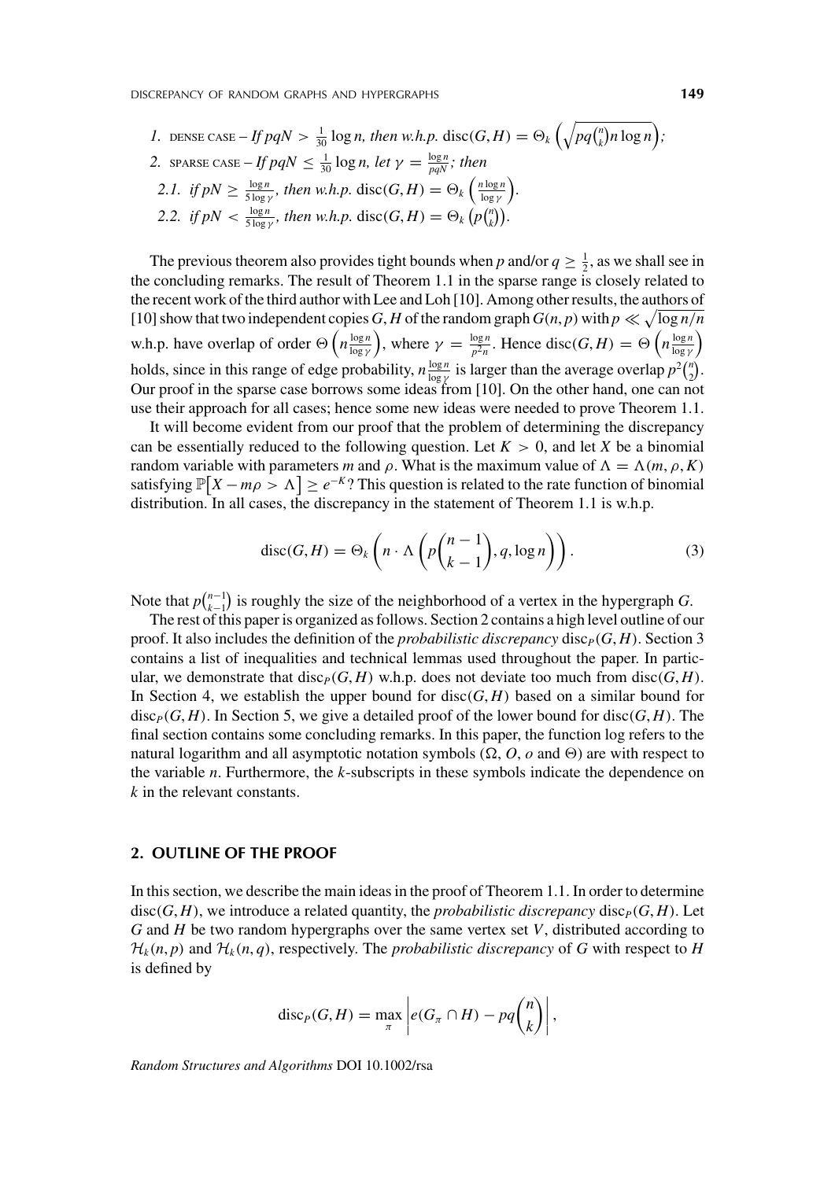1. DENSE CASE – *If* $pqN > \frac{1}{30}\log n$*, then w.h.p.* $\mathrm{disc}(G,H) = \Theta_k\left(\sqrt{pq\binom{n}{k}n\log n}\right)$*;*
2. SPARSE CASE – *If* $pqN \le \frac{1}{30}\log n$*, let* $\gamma = \frac{\log n}{pqN}$*; then*
    - 2.1. *if* $pN \ge \frac{\log n}{5\log \gamma}$*, then w.h.p.* $\mathrm{disc}(G,H) = \Theta_k\left(\frac{n\log n}{\log \gamma}\right)$.
    - 2.2. *if* $pN < \frac{\log n}{5\log \gamma}$*, then w.h.p.* $\mathrm{disc}(G,H) = \Theta_k\left(p\binom{n}{k}\right)$.

The previous theorem also provides tight bounds when $p$ and/or $q \ge \frac{1}{2}$, as we shall see in the concluding remarks. The result of Theorem 1.1 in the sparse range is closely related to the recent work of the third author with Lee and Loh [10]. Among other results, the authors of [10] show that two independent copies $G, H$ of the random graph $G(n,p)$ with $p \ll \sqrt{\log n/n}$ w.h.p. have overlap of order $\Theta\left(n\frac{\log n}{\log \gamma}\right)$, where $\gamma = \frac{\log n}{p^2 n}$. Hence $\mathrm{disc}(G,H) = \Theta\left(n\frac{\log n}{\log \gamma}\right)$ holds, since in this range of edge probability, $n\frac{\log n}{\log \gamma}$ is larger than the average overlap $p^2\binom{n}{2}$. Our proof in the sparse case borrows some ideas from [10]. On the other hand, one can not use their approach for all cases; hence some new ideas were needed to prove Theorem 1.1.

It will become evident from our proof that the problem of determining the discrepancy can be essentially reduced to the following question. Let $K > 0$, and let $X$ be a binomial random variable with parameters $m$ and $\rho$. What is the maximum value of $\Lambda = \Lambda(m, \rho, K)$ satisfying $\mathbb{P}\left[X - m\rho > \Lambda\right] \ge e^{-K}$? This question is related to the rate function of binomial distribution. In all cases, the discrepancy in the statement of Theorem 1.1 is w.h.p.

$$\mathrm{disc}(G,H) = \Theta_k\left(n \cdot \Lambda\left(p\binom{n-1}{k-1}, q, \log n\right)\right). \tag{3}$$

Note that $p\binom{n-1}{k-1}$ is roughly the size of the neighborhood of a vertex in the hypergraph $G$.

The rest of this paper is organized as follows. Section 2 contains a high level outline of our proof. It also includes the definition of the *probabilistic discrepancy* $\mathrm{disc}_P(G,H)$. Section 3 contains a list of inequalities and technical lemmas used throughout the paper. In particular, we demonstrate that $\mathrm{disc}_P(G,H)$ w.h.p. does not deviate too much from $\mathrm{disc}(G,H)$. In Section 4, we establish the upper bound for $\mathrm{disc}(G,H)$ based on a similar bound for $\mathrm{disc}_P(G,H)$. In Section 5, we give a detailed proof of the lower bound for $\mathrm{disc}(G,H)$. The final section contains some concluding remarks. In this paper, the function log refers to the natural logarithm and all asymptotic notation symbols ($\Omega$, $O$, $o$ and $\Theta$) are with respect to the variable $n$. Furthermore, the $k$-subscripts in these symbols indicate the dependence on $k$ in the relevant constants.

## 2. OUTLINE OF THE PROOF

In this section, we describe the main ideas in the proof of Theorem 1.1. In order to determine $\mathrm{disc}(G,H)$, we introduce a related quantity, the *probabilistic discrepancy* $\mathrm{disc}_P(G,H)$. Let $G$ and $H$ be two random hypergraphs over the same vertex set $V$, distributed according to $\mathcal{H}_k(n,p)$ and $\mathcal{H}_k(n,q)$, respectively. The *probabilistic discrepancy* of $G$ with respect to $H$ is defined by

$$\mathrm{disc}_P(G,H) = \max_{\pi}\left|e(G_\pi \cap H) - pq\binom{n}{k}\right|,$$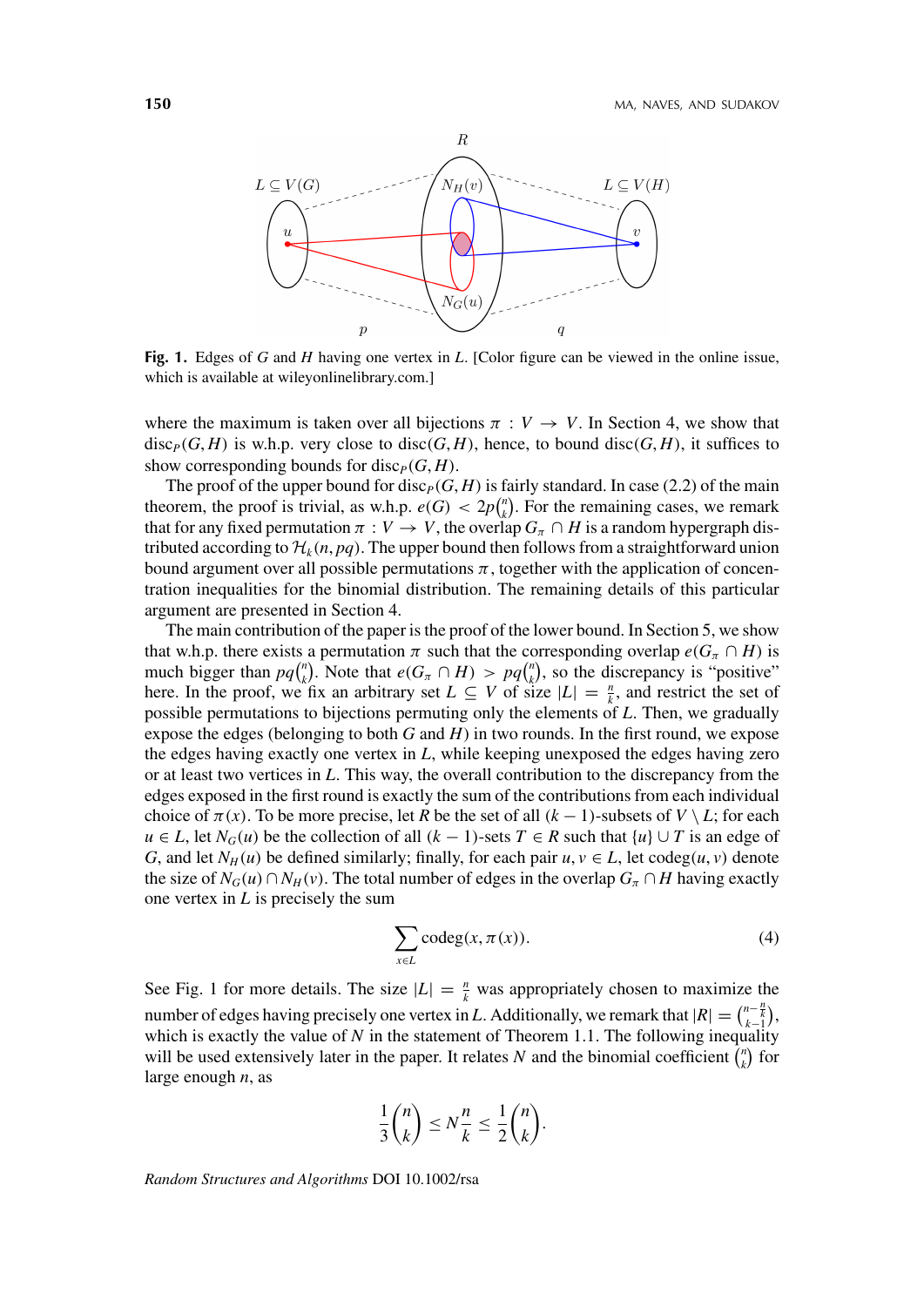**Fig. 1.** Edges of $G$ and $H$ having one vertex in $L$. [Color figure can be viewed in the online issue, which is available at wileyonlinelibrary.com.]

where the maximum is taken over all bijections $\pi : V \to V$. In Section 4, we show that $\mathrm{disc}_P(G,H)$ is w.h.p. very close to $\mathrm{disc}(G,H)$, hence, to bound $\mathrm{disc}(G,H)$, it suffices to show corresponding bounds for $\mathrm{disc}_P(G,H)$.

The proof of the upper bound for $\mathrm{disc}_P(G,H)$ is fairly standard. In case (2.2) of the main theorem, the proof is trivial, as w.h.p. $e(G) < 2p\binom{n}{k}$. For the remaining cases, we remark that for any fixed permutation $\pi : V \to V$, the overlap $G_\pi \cap H$ is a random hypergraph distributed according to $\mathcal{H}_k(n, pq)$. The upper bound then follows from a straightforward union bound argument over all possible permutations $\pi$, together with the application of concentration inequalities for the binomial distribution. The remaining details of this particular argument are presented in Section 4.

The main contribution of the paper is the proof of the lower bound. In Section 5, we show that w.h.p. there exists a permutation $\pi$ such that the corresponding overlap $e(G_\pi \cap H)$ is much bigger than $pq\binom{n}{k}$. Note that $e(G_\pi \cap H) > pq\binom{n}{k}$, so the discrepancy is "positive" here. In the proof, we fix an arbitrary set $L \subseteq V$ of size $|L| = \frac{n}{k}$, and restrict the set of possible permutations to bijections permuting only the elements of $L$. Then, we gradually expose the edges (belonging to both $G$ and $H$) in two rounds. In the first round, we expose the edges having exactly one vertex in $L$, while keeping unexposed the edges having zero or at least two vertices in $L$. This way, the overall contribution to the discrepancy from the edges exposed in the first round is exactly the sum of the contributions from each individual choice of $\pi(x)$. To be more precise, let $R$ be the set of all $(k-1)$-subsets of $V \setminus L$; for each $u \in L$, let $N_G(u)$ be the collection of all $(k-1)$-sets $T \in R$ such that $\{u\} \cup T$ is an edge of $G$, and let $N_H(u)$ be defined similarly; finally, for each pair $u, v \in L$, let $\mathrm{codeg}(u, v)$ denote the size of $N_G(u) \cap N_H(v)$. The total number of edges in the overlap $G_\pi \cap H$ having exactly one vertex in $L$ is precisely the sum

$$\sum_{x \in L} \mathrm{codeg}(x, \pi(x)). \tag{4}$$

See Fig. 1 for more details. The size $|L| = \frac{n}{k}$ was appropriately chosen to maximize the number of edges having precisely one vertex in $L$. Additionally, we remark that $|R| = \binom{n-\frac{n}{k}}{k-1}$, which is exactly the value of $N$ in the statement of Theorem 1.1. The following inequality will be used extensively later in the paper. It relates $N$ and the binomial coefficient $\binom{n}{k}$ for large enough $n$, as

$$\frac{1}{3}\binom{n}{k} \le N\frac{n}{k} \le \frac{1}{2}\binom{n}{k}.$$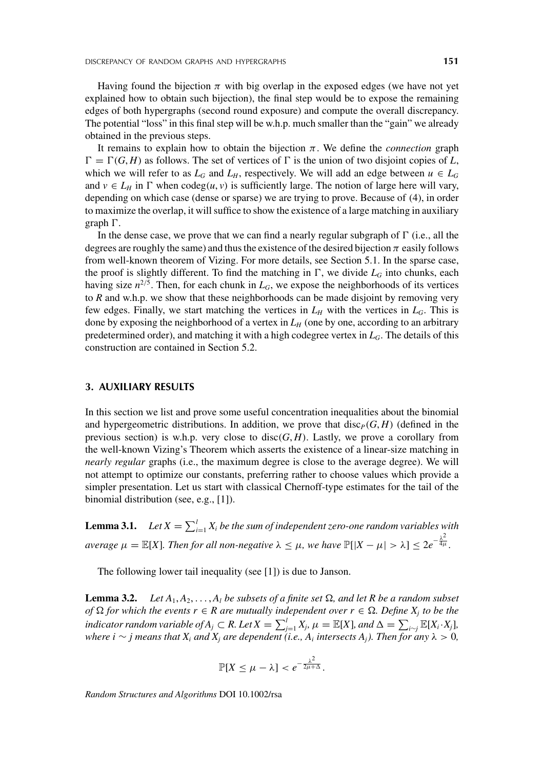Having found the bijection $\pi$ with big overlap in the exposed edges (we have not yet explained how to obtain such bijection), the final step would be to expose the remaining edges of both hypergraphs (second round exposure) and compute the overall discrepancy. The potential "loss" in this final step will be w.h.p. much smaller than the "gain" we already obtained in the previous steps.

It remains to explain how to obtain the bijection $\pi$. We define the *connection* graph $\Gamma = \Gamma(G, H)$ as follows. The set of vertices of $\Gamma$ is the union of two disjoint copies of $L$, which we will refer to as $L_G$ and $L_H$, respectively. We will add an edge between $u \in L_G$ and $v \in L_H$ in $\Gamma$ when $\text{codeg}(u, v)$ is sufficiently large. The notion of large here will vary, depending on which case (dense or sparse) we are trying to prove. Because of (4), in order to maximize the overlap, it will suffice to show the existence of a large matching in auxiliary graph $\Gamma$.

In the dense case, we prove that we can find a nearly regular subgraph of $\Gamma$ (i.e., all the degrees are roughly the same) and thus the existence of the desired bijection $\pi$ easily follows from well-known theorem of Vizing. For more details, see Section 5.1. In the sparse case, the proof is slightly different. To find the matching in $\Gamma$, we divide $L_G$ into chunks, each having size $n^{2/5}$. Then, for each chunk in $L_G$, we expose the neighborhoods of its vertices to $R$ and w.h.p. we show that these neighborhoods can be made disjoint by removing very few edges. Finally, we start matching the vertices in $L_H$ with the vertices in $L_G$. This is done by exposing the neighborhood of a vertex in $L_H$ (one by one, according to an arbitrary predetermined order), and matching it with a high codegree vertex in $L_G$. The details of this construction are contained in Section 5.2.

## 3. AUXILIARY RESULTS

In this section we list and prove some useful concentration inequalities about the binomial and hypergeometric distributions. In addition, we prove that $\text{disc}_P(G, H)$ (defined in the previous section) is w.h.p. very close to $\text{disc}(G, H)$. Lastly, we prove a corollary from the well-known Vizing's Theorem which asserts the existence of a linear-size matching in *nearly regular* graphs (i.e., the maximum degree is close to the average degree). We will not attempt to optimize our constants, preferring rather to choose values which provide a simpler presentation. Let us start with classical Chernoff-type estimates for the tail of the binomial distribution (see, e.g., [1]).

**Lemma 3.1.** *Let $X = \sum_{i=1}^{l} X_i$ be the sum of independent zero-one random variables with average $\mu = \mathbb{E}[X]$. Then for all non-negative $\lambda \leq \mu$, we have $\mathbb{P}[|X - \mu| > \lambda] \leq 2e^{-\frac{\lambda^2}{4\mu}}$.*

The following lower tail inequality (see [1]) is due to Janson.

**Lemma 3.2.** *Let $A_1, A_2, \ldots, A_l$ be subsets of a finite set $\Omega$, and let $R$ be a random subset of $\Omega$ for which the events $r \in R$ are mutually independent over $r \in \Omega$. Define $X_j$ to be the indicator random variable of $A_j \subset R$. Let $X = \sum_{j=1}^{l} X_j$, $\mu = \mathbb{E}[X]$, and $\Delta = \sum_{i \sim j} \mathbb{E}[X_i \cdot X_j]$, where $i \sim j$ means that $X_i$ and $X_j$ are dependent (i.e., $A_i$ intersects $A_j$). Then for any $\lambda > 0$,*

$$\mathbb{P}[X \leq \mu - \lambda] < e^{-\frac{\lambda^2}{2\mu + \Delta}}.$$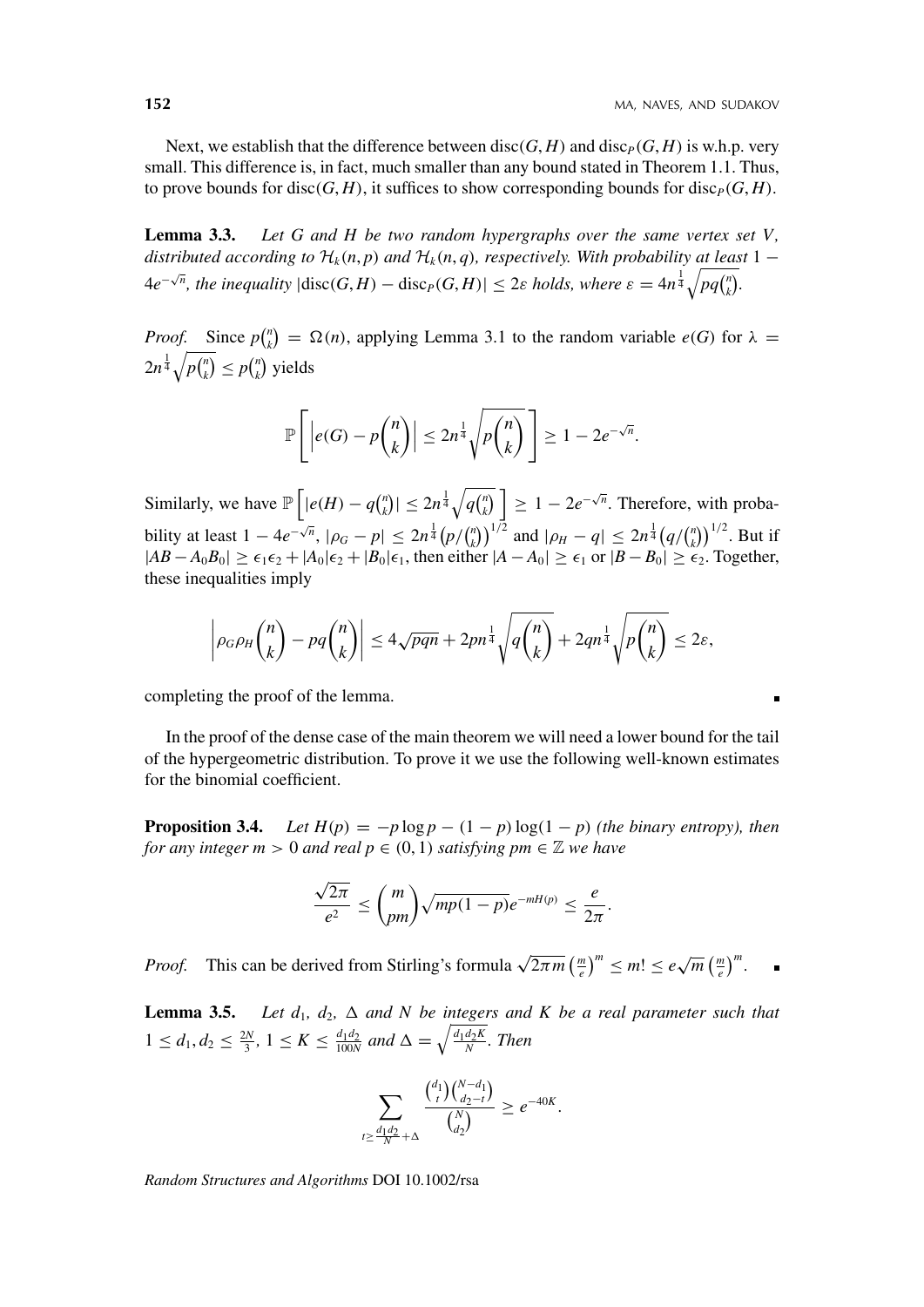Next, we establish that the difference between $\mathrm{disc}(G,H)$ and $\mathrm{disc}_P(G,H)$ is w.h.p. very small. This difference is, in fact, much smaller than any bound stated in Theorem 1.1. Thus, to prove bounds for $\mathrm{disc}(G,H)$, it suffices to show corresponding bounds for $\mathrm{disc}_P(G,H)$.

**Lemma 3.3.** *Let $G$ and $H$ be two random hypergraphs over the same vertex set $V$, distributed according to $\mathcal{H}_k(n,p)$ and $\mathcal{H}_k(n,q)$, respectively. With probability at least $1 - 4e^{-\sqrt{n}}$, the inequality $|\mathrm{disc}(G,H) - \mathrm{disc}_P(G,H)| \le 2\varepsilon$ holds, where $\varepsilon = 4n^{\frac{1}{4}}\sqrt{pq\binom{n}{k}}$.*

*Proof.* Since $p\binom{n}{k} = \Omega(n)$, applying Lemma 3.1 to the random variable $e(G)$ for $\lambda = 2n^{\frac{1}{4}}\sqrt{p\binom{n}{k}} \le p\binom{n}{k}$ yields

$$\mathbb{P}\left[\left|e(G) - p\binom{n}{k}\right| \le 2n^{\frac{1}{4}}\sqrt{p\binom{n}{k}}\,\right] \ge 1 - 2e^{-\sqrt{n}}.$$

Similarly, we have $\mathbb{P}\left[|e(H) - q\binom{n}{k}| \le 2n^{\frac{1}{4}}\sqrt{q\binom{n}{k}}\,\right] \ge 1 - 2e^{-\sqrt{n}}$. Therefore, with probability at least $1 - 4e^{-\sqrt{n}}$, $|\rho_G - p| \le 2n^{\frac{1}{4}}\left(p/\binom{n}{k}\right)^{1/2}$ and $|\rho_H - q| \le 2n^{\frac{1}{4}}\left(q/\binom{n}{k}\right)^{1/2}$. But if $|AB - A_0B_0| \ge \epsilon_1\epsilon_2 + |A_0|\epsilon_2 + |B_0|\epsilon_1$, then either $|A - A_0| \ge \epsilon_1$ or $|B - B_0| \ge \epsilon_2$. Together, these inequalities imply

$$\left|\rho_G\rho_H\binom{n}{k} - pq\binom{n}{k}\right| \le 4\sqrt{pqn} + 2pn^{\frac{1}{4}}\sqrt{q\binom{n}{k}} + 2qn^{\frac{1}{4}}\sqrt{p\binom{n}{k}} \le 2\varepsilon,$$

completing the proof of the lemma. ∎

In the proof of the dense case of the main theorem we will need a lower bound for the tail of the hypergeometric distribution. To prove it we use the following well-known estimates for the binomial coefficient.

**Proposition 3.4.** *Let $H(p) = -p\log p - (1-p)\log(1-p)$ (the binary entropy), then for any integer $m > 0$ and real $p \in (0,1)$ satisfying $pm \in \mathbb{Z}$ we have*

$$\frac{\sqrt{2\pi}}{e^2} \le \binom{m}{pm}\sqrt{mp(1-p)}e^{-mH(p)} \le \frac{e}{2\pi}.$$

*Proof.* This can be derived from Stirling's formula $\sqrt{2\pi m}\left(\frac{m}{e}\right)^m \le m! \le e\sqrt{m}\left(\frac{m}{e}\right)^m$. ∎

**Lemma 3.5.** *Let $d_1$, $d_2$, $\Delta$ and $N$ be integers and $K$ be a real parameter such that $1 \le d_1, d_2 \le \frac{2N}{3}$, $1 \le K \le \frac{d_1d_2}{100N}$ and $\Delta = \sqrt{\frac{d_1d_2K}{N}}$. Then*

$$\sum_{t \ge \frac{d_1d_2}{N} + \Delta} \frac{\binom{d_1}{t}\binom{N-d_1}{d_2-t}}{\binom{N}{d_2}} \ge e^{-40K}.$$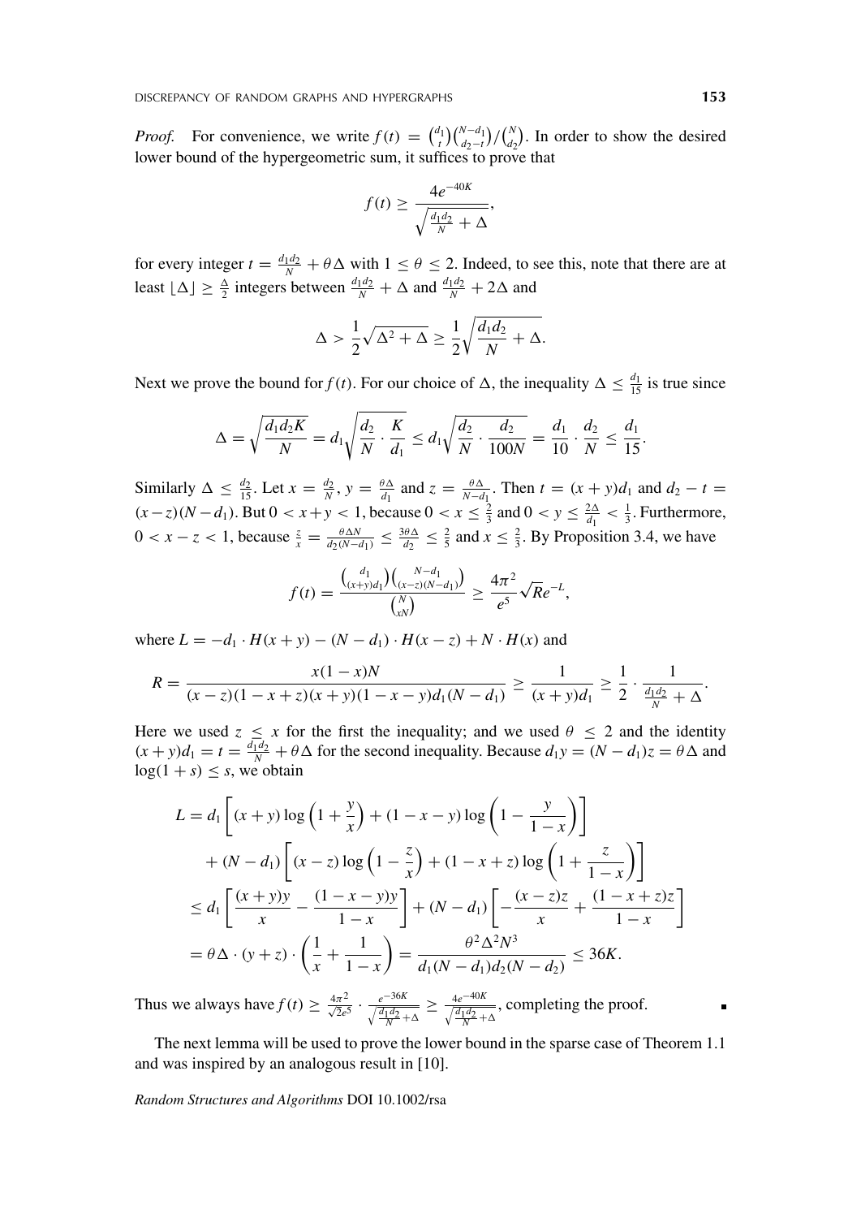*Proof.* For convenience, we write $f(t) = \binom{d_1}{t}\binom{N-d_1}{d_2-t}/\binom{N}{d_2}$. In order to show the desired lower bound of the hypergeometric sum, it suffices to prove that

$$f(t) \geq \frac{4e^{-40K}}{\sqrt{\frac{d_1 d_2}{N} + \Delta}},$$

for every integer $t = \frac{d_1 d_2}{N} + \theta\Delta$ with $1 \leq \theta \leq 2$. Indeed, to see this, note that there are at least $\lfloor \Delta \rfloor \geq \frac{\Delta}{2}$ integers between $\frac{d_1 d_2}{N} + \Delta$ and $\frac{d_1 d_2}{N} + 2\Delta$ and

$$\Delta > \frac{1}{2}\sqrt{\Delta^2 + \Delta} \geq \frac{1}{2}\sqrt{\frac{d_1 d_2}{N} + \Delta}.$$

Next we prove the bound for $f(t)$. For our choice of $\Delta$, the inequality $\Delta \leq \frac{d_1}{15}$ is true since

$$\Delta = \sqrt{\frac{d_1 d_2 K}{N}} = d_1\sqrt{\frac{d_2}{N} \cdot \frac{K}{d_1}} \leq d_1\sqrt{\frac{d_2}{N} \cdot \frac{d_2}{100N}} = \frac{d_1}{10} \cdot \frac{d_2}{N} \leq \frac{d_1}{15}.$$

Similarly $\Delta \leq \frac{d_2}{15}$. Let $x = \frac{d_2}{N}$, $y = \frac{\theta\Delta}{d_1}$ and $z = \frac{\theta\Delta}{N-d_1}$. Then $t = (x+y)d_1$ and $d_2 - t = (x-z)(N-d_1)$. But $0 < x+y < 1$, because $0 < x \leq \frac{2}{3}$ and $0 < y \leq \frac{2\Delta}{d_1} < \frac{1}{3}$. Furthermore, $0 < x - z < 1$, because $\frac{z}{x} = \frac{\theta\Delta N}{d_2(N-d_1)} \leq \frac{3\theta\Delta}{d_2} \leq \frac{2}{5}$ and $x \leq \frac{2}{3}$. By Proposition 3.4, we have

$$f(t) = \frac{\binom{d_1}{(x+y)d_1}\binom{N-d_1}{(x-z)(N-d_1)}}{\binom{N}{xN}} \geq \frac{4\pi^2}{e^5}\sqrt{R}e^{-L},$$

where $L = -d_1 \cdot H(x+y) - (N-d_1) \cdot H(x-z) + N \cdot H(x)$ and

$$R = \frac{x(1-x)N}{(x-z)(1-x+z)(x+y)(1-x-y)d_1(N-d_1)} \geq \frac{1}{(x+y)d_1} \geq \frac{1}{2} \cdot \frac{1}{\frac{d_1 d_2}{N} + \Delta}.$$

Here we used $z \leq x$ for the first the inequality; and we used $\theta \leq 2$ and the identity $(x+y)d_1 = t = \frac{d_1 d_2}{N} + \theta\Delta$ for the second inequality. Because $d_1 y = (N-d_1)z = \theta\Delta$ and $\log(1+s) \leq s$, we obtain

$$\begin{aligned}
L &= d_1\left[(x+y)\log\left(1 + \frac{y}{x}\right) + (1-x-y)\log\left(1 - \frac{y}{1-x}\right)\right] \\
&\quad + (N-d_1)\left[(x-z)\log\left(1 - \frac{z}{x}\right) + (1-x+z)\log\left(1 + \frac{z}{1-x}\right)\right] \\
&\leq d_1\left[\frac{(x+y)y}{x} - \frac{(1-x-y)y}{1-x}\right] + (N-d_1)\left[-\frac{(x-z)z}{x} + \frac{(1-x+z)z}{1-x}\right] \\
&= \theta\Delta \cdot (y+z) \cdot \left(\frac{1}{x} + \frac{1}{1-x}\right) = \frac{\theta^2\Delta^2 N^3}{d_1(N-d_1)d_2(N-d_2)} \leq 36K.
\end{aligned}$$

Thus we always have $f(t) \geq \frac{4\pi^2}{\sqrt{2}e^5} \cdot \frac{e^{-36K}}{\sqrt{\frac{d_1 d_2}{N} + \Delta}} \geq \frac{4e^{-40K}}{\sqrt{\frac{d_1 d_2}{N} + \Delta}}$, completing the proof. ∎

The next lemma will be used to prove the lower bound in the sparse case of Theorem 1.1 and was inspired by an analogous result in [10].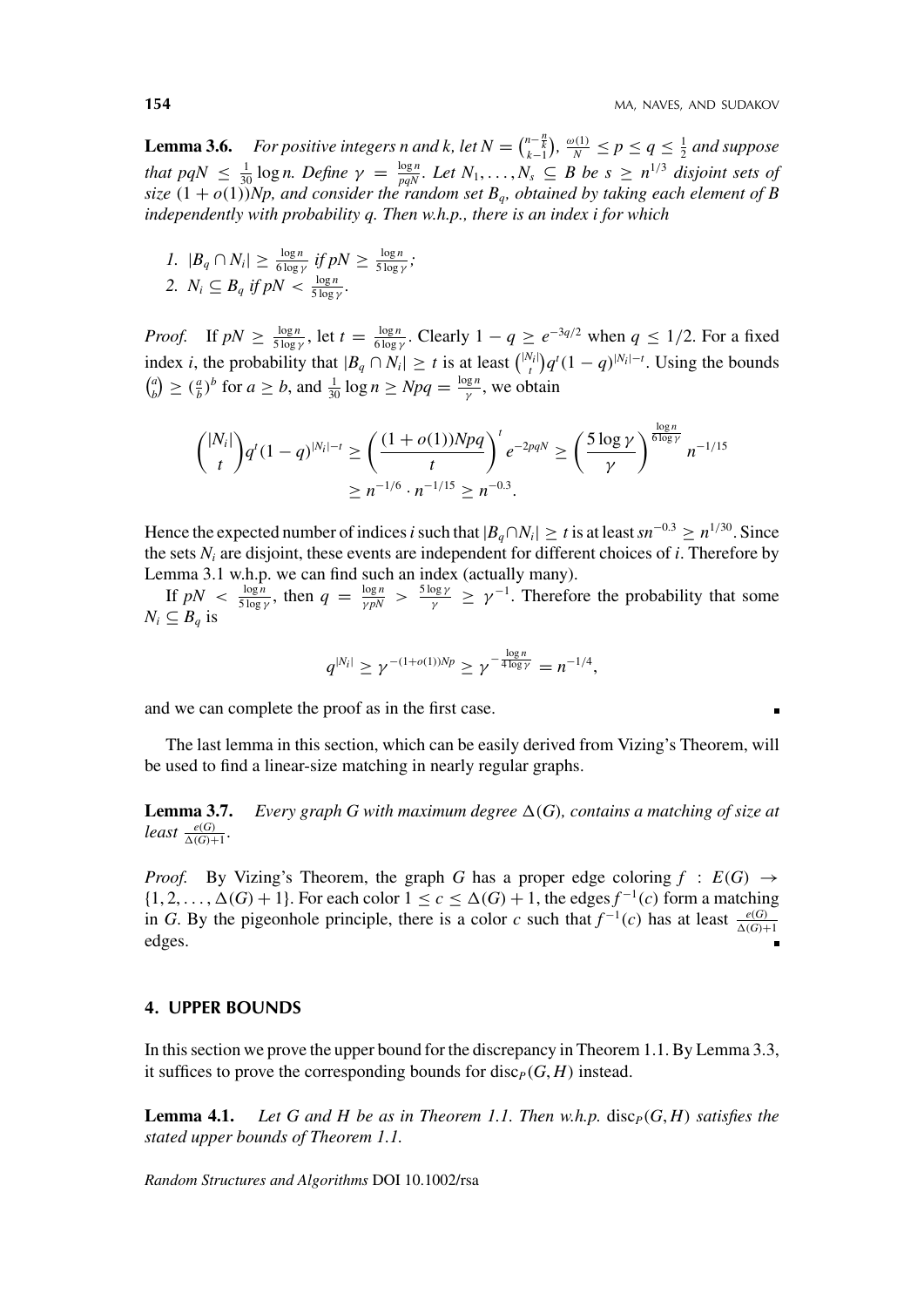**Lemma 3.6.** *For positive integers n and k, let $N = \binom{n-\frac{n}{k}}{k-1}$, $\frac{\omega(1)}{N} \leq p \leq q \leq \frac{1}{2}$ and suppose that $pqN \leq \frac{1}{30}\log n$. Define $\gamma = \frac{\log n}{pqN}$. Let $N_1, \ldots, N_s \subseteq B$ be $s \geq n^{1/3}$ disjoint sets of size $(1+o(1))Np$, and consider the random set $B_q$, obtained by taking each element of B independently with probability q. Then w.h.p., there is an index i for which*

1. $|B_q \cap N_i| \geq \frac{\log n}{6 \log \gamma}$ *if* $pN \geq \frac{\log n}{5 \log \gamma}$*;*
2. $N_i \subseteq B_q$ *if* $pN < \frac{\log n}{5 \log \gamma}$.

*Proof.* If $pN \geq \frac{\log n}{5\log \gamma}$, let $t = \frac{\log n}{6 \log \gamma}$. Clearly $1 - q \geq e^{-3q/2}$ when $q \leq 1/2$. For a fixed index $i$, the probability that $|B_q \cap N_i| \geq t$ is at least $\binom{|N_i|}{t} q^t (1-q)^{|N_i|-t}$. Using the bounds $\binom{a}{b} \geq (\frac{a}{b})^b$ for $a \geq b$, and $\frac{1}{30}\log n \geq Npq = \frac{\log n}{\gamma}$, we obtain

$$\binom{|N_i|}{t} q^t (1-q)^{|N_i|-t} \geq \left(\frac{(1+o(1))Npq}{t}\right)^t e^{-2pqN} \geq \left(\frac{5\log\gamma}{\gamma}\right)^{\frac{\log n}{6\log\gamma}} n^{-1/15}$$
$$\geq n^{-1/6} \cdot n^{-1/15} \geq n^{-0.3}.$$

Hence the expected number of indices $i$ such that $|B_q \cap N_i| \geq t$ is at least $sn^{-0.3} \geq n^{1/30}$. Since the sets $N_i$ are disjoint, these events are independent for different choices of $i$. Therefore by Lemma 3.1 w.h.p. we can find such an index (actually many).

If $pN < \frac{\log n}{5\log\gamma}$, then $q = \frac{\log n}{\gamma pN} > \frac{5\log\gamma}{\gamma} \geq \gamma^{-1}$. Therefore the probability that some $N_i \subseteq B_q$ is

$$q^{|N_i|} \geq \gamma^{-(1+o(1))Np} \geq \gamma^{-\frac{\log n}{4\log\gamma}} = n^{-1/4},$$

and we can complete the proof as in the first case. ∎

The last lemma in this section, which can be easily derived from Vizing's Theorem, will be used to find a linear-size matching in nearly regular graphs.

**Lemma 3.7.** *Every graph G with maximum degree $\Delta(G)$, contains a matching of size at least $\frac{e(G)}{\Delta(G)+1}$.*

*Proof.* By Vizing's Theorem, the graph $G$ has a proper edge coloring $f : E(G) \to \{1, 2, \ldots, \Delta(G)+1\}$. For each color $1 \leq c \leq \Delta(G)+1$, the edges $f^{-1}(c)$ form a matching in $G$. By the pigeonhole principle, there is a color $c$ such that $f^{-1}(c)$ has at least $\frac{e(G)}{\Delta(G)+1}$ edges. ∎

## 4. UPPER BOUNDS

In this section we prove the upper bound for the discrepancy in Theorem 1.1. By Lemma 3.3, it suffices to prove the corresponding bounds for $\mathrm{disc}_P(G, H)$ instead.

**Lemma 4.1.** *Let G and H be as in Theorem 1.1. Then w.h.p. $\mathrm{disc}_P(G, H)$ satisfies the stated upper bounds of Theorem 1.1.*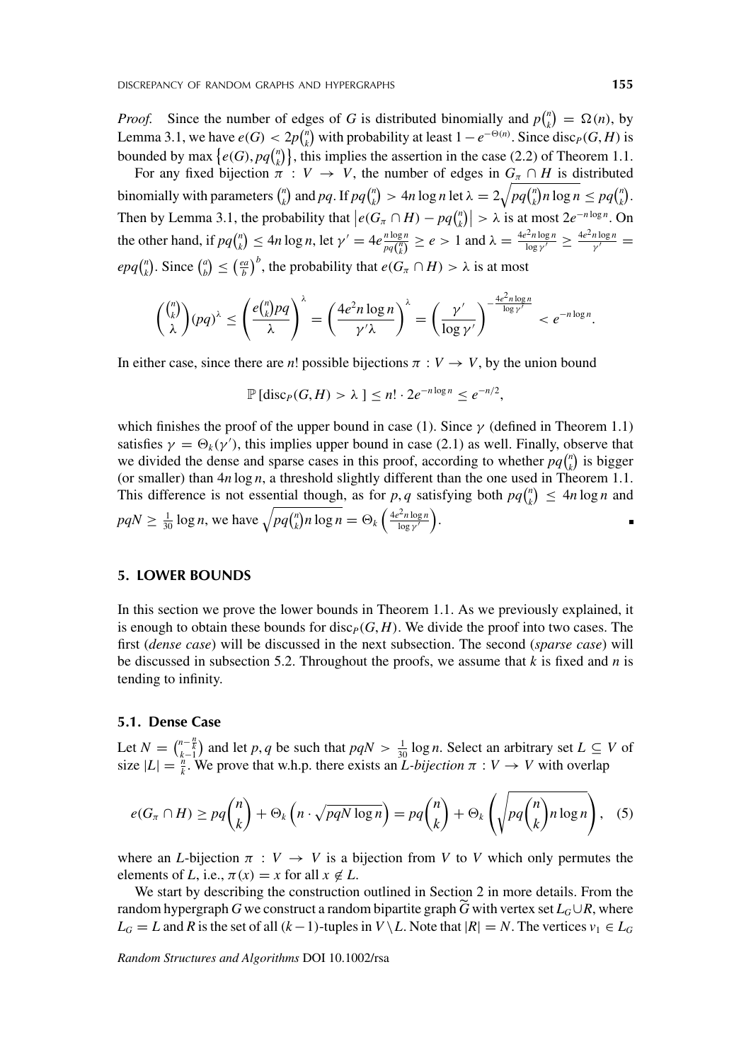*Proof.* Since the number of edges of $G$ is distributed binomially and $p\binom{n}{k} = \Omega(n)$, by Lemma 3.1, we have $e(G) < 2p\binom{n}{k}$ with probability at least $1 - e^{-\Theta(n)}$. Since $\text{disc}_P(G, H)$ is bounded by $\max\left\{e(G), pq\binom{n}{k}\right\}$, this implies the assertion in the case (2.2) of Theorem 1.1.

For any fixed bijection $\pi : V \to V$, the number of edges in $G_\pi \cap H$ is distributed binomially with parameters $\binom{n}{k}$ and $pq$. If $pq\binom{n}{k} > 4n \log n$ let $\lambda = 2\sqrt{pq\binom{n}{k} n \log n} \leq pq\binom{n}{k}$. Then by Lemma 3.1, the probability that $\left|e(G_\pi \cap H) - pq\binom{n}{k}\right| > \lambda$ is at most $2e^{-n \log n}$. On the other hand, if $pq\binom{n}{k} \leq 4n \log n$, let $\gamma' = 4e\frac{n \log n}{pq\binom{n}{k}} \geq e > 1$ and $\lambda = \frac{4e^2 n \log n}{\log \gamma'} \geq \frac{4e^2 n \log n}{\gamma'} = epq\binom{n}{k}$. Since $\binom{a}{b} \leq \left(\frac{ea}{b}\right)^b$, the probability that $e(G_\pi \cap H) > \lambda$ is at most

$$\binom{\binom{n}{k}}{\lambda}(pq)^\lambda \leq \left(\frac{e\binom{n}{k}pq}{\lambda}\right)^\lambda = \left(\frac{4e^2 n \log n}{\gamma' \lambda}\right)^\lambda = \left(\frac{\gamma'}{\log \gamma'}\right)^{-\frac{4e^2 n \log n}{\log \gamma'}} < e^{-n \log n}.$$

In either case, since there are $n!$ possible bijections $\pi : V \to V$, by the union bound

$$\mathbb{P}\left[\text{disc}_P(G, H) > \lambda\right] \leq n! \cdot 2e^{-n \log n} \leq e^{-n/2},$$

which finishes the proof of the upper bound in case (1). Since $\gamma$ (defined in Theorem 1.1) satisfies $\gamma = \Theta_k(\gamma')$, this implies upper bound in case (2.1) as well. Finally, observe that we divided the dense and sparse cases in this proof, according to whether $pq\binom{n}{k}$ is bigger (or smaller) than $4n \log n$, a threshold slightly different than the one used in Theorem 1.1. This difference is not essential though, as for $p, q$ satisfying both $pq\binom{n}{k} \leq 4n \log n$ and $pqN \geq \frac{1}{30} \log n$, we have $\sqrt{pq\binom{n}{k} n \log n} = \Theta_k\left(\frac{4e^2 n \log n}{\log \gamma'}\right)$. ∎

## 5. LOWER BOUNDS

In this section we prove the lower bounds in Theorem 1.1. As we previously explained, it is enough to obtain these bounds for $\text{disc}_P(G, H)$. We divide the proof into two cases. The first (*dense case*) will be discussed in the next subsection. The second (*sparse case*) will be discussed in subsection 5.2. Throughout the proofs, we assume that $k$ is fixed and $n$ is tending to infinity.

### 5.1. Dense Case

Let $N = \binom{n - \frac{n}{k}}{k-1}$ and let $p, q$ be such that $pqN > \frac{1}{30} \log n$. Select an arbitrary set $L \subseteq V$ of size $|L| = \frac{n}{k}$. We prove that w.h.p. there exists an *L-bijection* $\pi : V \to V$ with overlap

$$e(G_\pi \cap H) \geq pq\binom{n}{k} + \Theta_k\left(n \cdot \sqrt{pqN \log n}\right) = pq\binom{n}{k} + \Theta_k\left(\sqrt{pq\binom{n}{k} n \log n}\right), \quad (5)$$

where an $L$-bijection $\pi : V \to V$ is a bijection from $V$ to $V$ which only permutes the elements of $L$, i.e., $\pi(x) = x$ for all $x \notin L$.

We start by describing the construction outlined in Section 2 in more details. From the random hypergraph $G$ we construct a random bipartite graph $\widetilde{G}$ with vertex set $L_G \cup R$, where $L_G = L$ and $R$ is the set of all $(k-1)$-tuples in $V \setminus L$. Note that $|R| = N$. The vertices $v_1 \in L_G$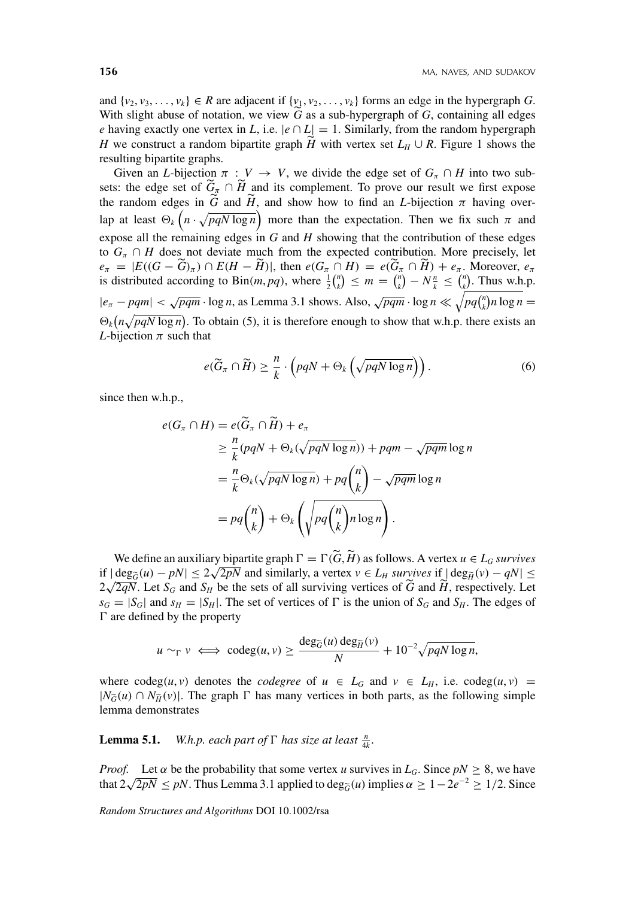and $\{v_2, v_3, \ldots, v_k\} \in R$ are adjacent if $\{v_1, v_2, \ldots, v_k\}$ forms an edge in the hypergraph $G$. With slight abuse of notation, we view $\widetilde{G}$ as a sub-hypergraph of $G$, containing all edges $e$ having exactly one vertex in $L$, i.e. $|e \cap L| = 1$. Similarly, from the random hypergraph $H$ we construct a random bipartite graph $\widetilde{H}$ with vertex set $L_H \cup R$. Figure 1 shows the resulting bipartite graphs.

Given an $L$-bijection $\pi : V \to V$, we divide the edge set of $G_\pi \cap H$ into two subsets: the edge set of $\widetilde{G}_\pi \cap \widetilde{H}$ and its complement. To prove our result we first expose the random edges in $\widetilde{G}$ and $\widetilde{H}$, and show how to find an $L$-bijection $\pi$ having overlap at least $\Theta_k\left(n \cdot \sqrt{pqN \log n}\right)$ more than the expectation. Then we fix such $\pi$ and expose all the remaining edges in $G$ and $H$ showing that the contribution of these edges to $G_\pi \cap H$ does not deviate much from the expected contribution. More precisely, let $e_\pi = |E((G - \widetilde{G})_\pi) \cap E(H - \widetilde{H})|$, then $e(G_\pi \cap H) = e(\widetilde{G}_\pi \cap \widetilde{H}) + e_\pi$. Moreover, $e_\pi$ is distributed according to $\text{Bin}(m, pq)$, where $\frac{1}{2}\binom{n}{k} \leq m = \binom{n}{k} - N\frac{n}{k} \leq \binom{n}{k}$. Thus w.h.p. $|e_\pi - pqm| < \sqrt{pqm} \cdot \log n$, as Lemma 3.1 shows. Also, $\sqrt{pqm} \cdot \log n \ll \sqrt{pq\binom{n}{k} n \log n} = \Theta_k\left(n\sqrt{pqN \log n}\right)$. To obtain (5), it is therefore enough to show that w.h.p. there exists an $L$-bijection $\pi$ such that

$$e(\widetilde{G}_\pi \cap \widetilde{H}) \geq \frac{n}{k} \cdot \left(pqN + \Theta_k\left(\sqrt{pqN \log n}\right)\right). \tag{6}$$

since then w.h.p.,

$$\begin{aligned}
e(G_\pi \cap H) &= e(\widetilde{G}_\pi \cap \widetilde{H}) + e_\pi \\
&\geq \frac{n}{k}(pqN + \Theta_k(\sqrt{pqN \log n})) + pqm - \sqrt{pqm} \log n \\
&= \frac{n}{k}\Theta_k(\sqrt{pqN \log n}) + pq\binom{n}{k} - \sqrt{pqm} \log n \\
&= pq\binom{n}{k} + \Theta_k\left(\sqrt{pq\binom{n}{k} n \log n}\right).
\end{aligned}$$

We define an auxiliary bipartite graph $\Gamma = \Gamma(\widetilde{G}, \widetilde{H})$ as follows. A vertex $u \in L_G$ *survives* if $|\deg_{\widetilde{G}}(u) - pN| \leq 2\sqrt{2pN}$ and similarly, a vertex $v \in L_H$ *survives* if $|\deg_{\widetilde{H}}(v) - qN| \leq 2\sqrt{2qN}$. Let $S_G$ and $S_H$ be the sets of all surviving vertices of $\widetilde{G}$ and $\widetilde{H}$, respectively. Let $s_G = |S_G|$ and $s_H = |S_H|$. The set of vertices of $\Gamma$ is the union of $S_G$ and $S_H$. The edges of $\Gamma$ are defined by the property

$$u \sim_\Gamma v \iff \text{codeg}(u, v) \geq \frac{\deg_{\widetilde{G}}(u)\deg_{\widetilde{H}}(v)}{N} + 10^{-2}\sqrt{pqN \log n},$$

where $\text{codeg}(u, v)$ denotes the *codegree* of $u \in L_G$ and $v \in L_H$, i.e. $\text{codeg}(u, v) = |N_{\widetilde{G}}(u) \cap N_{\widetilde{H}}(v)|$. The graph $\Gamma$ has many vertices in both parts, as the following simple lemma demonstrates

**Lemma 5.1.** *W.h.p. each part of $\Gamma$ has size at least $\frac{n}{4k}$.*

*Proof.* Let $\alpha$ be the probability that some vertex $u$ survives in $L_G$. Since $pN \geq 8$, we have that $2\sqrt{2pN} \leq pN$. Thus Lemma 3.1 applied to $\deg_{\widetilde{G}}(u)$ implies $\alpha \geq 1 - 2e^{-2} \geq 1/2$. Since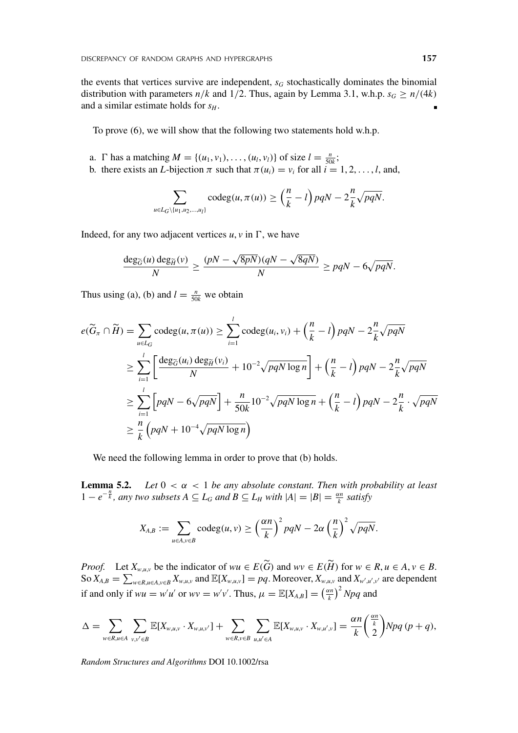the events that vertices survive are independent, $s_G$ stochastically dominates the binomial distribution with parameters $n/k$ and $1/2$. Thus, again by Lemma 3.1, w.h.p. $s_G \geq n/(4k)$ and a similar estimate holds for $s_H$. ∎

To prove (6), we will show that the following two statements hold w.h.p.

a. $\Gamma$ has a matching $M = \{(u_1, v_1), \ldots, (u_l, v_l)\}$ of size $l = \frac{n}{50k}$;
b. there exists an $L$-bijection $\pi$ such that $\pi(u_i) = v_i$ for all $i = 1, 2, \ldots, l$, and,

$$\sum_{u \in L_G \setminus \{u_1, u_2, \ldots, u_l\}} \text{codeg}(u, \pi(u)) \geq \left(\frac{n}{k} - l\right) pqN - 2\frac{n}{k}\sqrt{pqN}.$$

Indeed, for any two adjacent vertices $u, v$ in $\Gamma$, we have

$$\frac{\deg_{\widetilde{G}}(u) \deg_{\widetilde{H}}(v)}{N} \geq \frac{(pN - \sqrt{8pN})(qN - \sqrt{8qN})}{N} \geq pqN - 6\sqrt{pqN}.$$

Thus using (a), (b) and $l = \frac{n}{50k}$ we obtain

$$\begin{aligned}
e(\widetilde{G}_\pi \cap \widetilde{H}) &= \sum_{u \in L_G} \text{codeg}(u, \pi(u)) \geq \sum_{i=1}^{l} \text{codeg}(u_i, v_i) + \left(\frac{n}{k} - l\right) pqN - 2\frac{n}{k}\sqrt{pqN} \\
&\geq \sum_{i=1}^{l} \left[\frac{\deg_{\widetilde{G}}(u_i) \deg_{\widetilde{H}}(v_i)}{N} + 10^{-2}\sqrt{pqN \log n}\right] + \left(\frac{n}{k} - l\right) pqN - 2\frac{n}{k}\sqrt{pqN} \\
&\geq \sum_{i=1}^{l} \left[pqN - 6\sqrt{pqN}\right] + \frac{n}{50k} 10^{-2}\sqrt{pqN \log n} + \left(\frac{n}{k} - l\right) pqN - 2\frac{n}{k} \cdot \sqrt{pqN} \\
&\geq \frac{n}{k}\left(pqN + 10^{-4}\sqrt{pqN \log n}\right)
\end{aligned}$$

We need the following lemma in order to prove that (b) holds.

**Lemma 5.2.** *Let $0 < \alpha < 1$ be any absolute constant. Then with probability at least $1 - e^{-\frac{n}{k}}$, any two subsets $A \subseteq L_G$ and $B \subseteq L_H$ with $|A| = |B| = \frac{\alpha n}{k}$ satisfy*

$$X_{A,B} := \sum_{u \in A, v \in B} \text{codeg}(u, v) \geq \left(\frac{\alpha n}{k}\right)^2 pqN - 2\alpha \left(\frac{n}{k}\right)^2 \sqrt{pqN}.$$

*Proof.* Let $X_{w,u,v}$ be the indicator of $wu \in E(\widetilde{G})$ and $wv \in E(\widetilde{H})$ for $w \in R, u \in A, v \in B$. So $X_{A,B} = \sum_{w \in R, u \in A, v \in B} X_{w,u,v}$ and $\mathbb{E}[X_{w,u,v}] = pq$. Moreover, $X_{w,u,v}$ and $X_{w',u',v'}$ are dependent if and only if $wu = w'u'$ or $wv = w'v'$. Thus, $\mu = \mathbb{E}[X_{A,B}] = \left(\frac{\alpha n}{k}\right)^2 Npq$ and

$$\Delta = \sum_{w \in R, u \in A} \sum_{v, v' \in B} \mathbb{E}[X_{w,u,v} \cdot X_{w,u,v'}] + \sum_{w \in R, v \in B} \sum_{u, u' \in A} \mathbb{E}[X_{w,u,v} \cdot X_{w,u',v}] = \frac{\alpha n}{k}\binom{\frac{\alpha n}{k}}{2} Npq\,(p + q),$$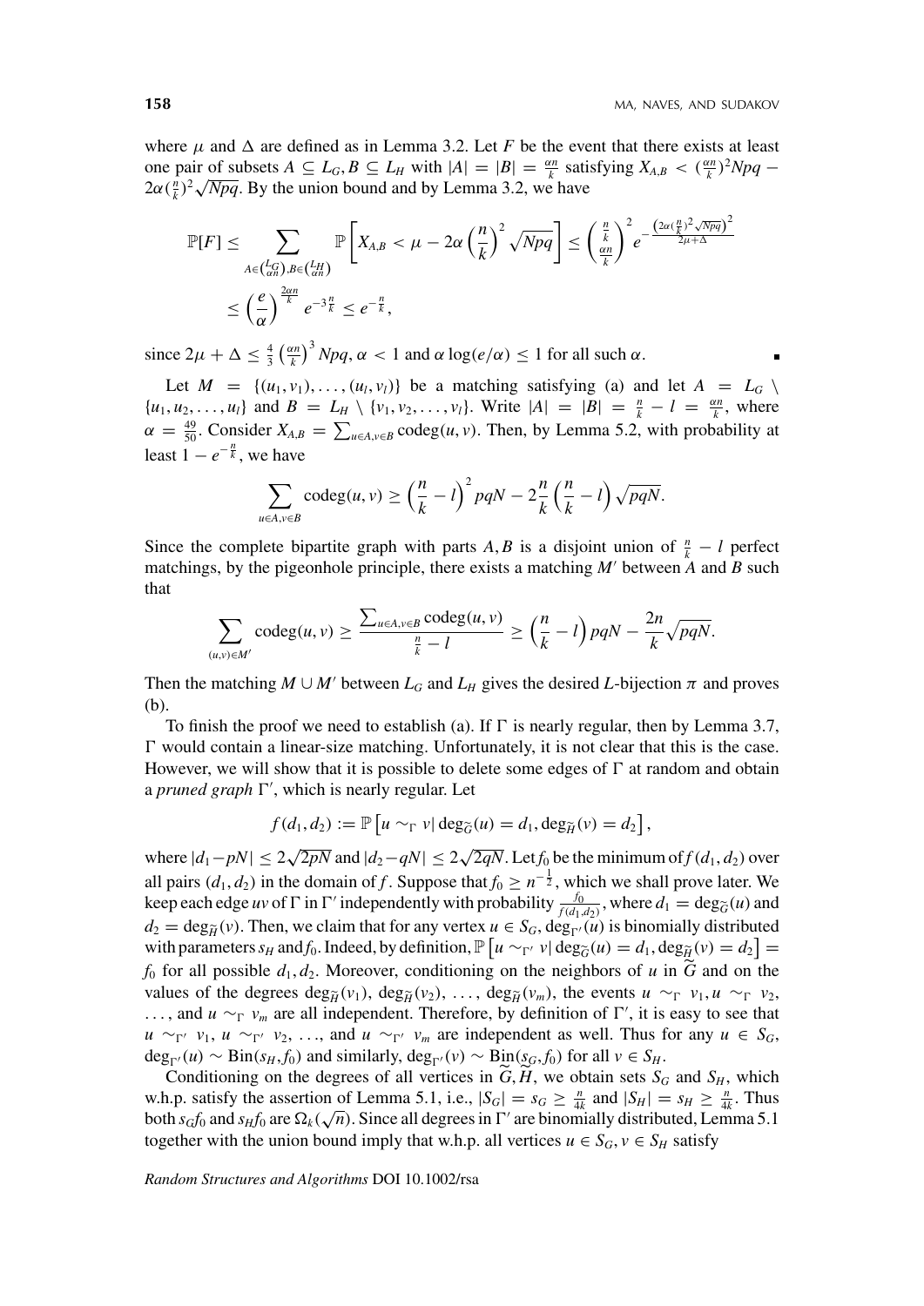where $\mu$ and $\Delta$ are defined as in Lemma 3.2. Let $F$ be the event that there exists at least one pair of subsets $A \subseteq L_G, B \subseteq L_H$ with $|A| = |B| = \frac{\alpha n}{k}$ satisfying $X_{A,B} < (\frac{\alpha n}{k})^2 Npq - 2\alpha(\frac{n}{k})^2\sqrt{Npq}$. By the union bound and by Lemma 3.2, we have

$$\mathbb{P}[F] \leq \sum_{A \in \binom{L_G}{\alpha n}, B \in \binom{L_H}{\alpha n}} \mathbb{P}\left[X_{A,B} < \mu - 2\alpha\left(\frac{n}{k}\right)^2\sqrt{Npq}\right] \leq \binom{\frac{n}{k}}{\frac{\alpha n}{k}}^2 e^{-\frac{\left(2\alpha(\frac{n}{k})^2\sqrt{Npq}\right)^2}{2\mu+\Delta}}$$

$$\leq \left(\frac{e}{\alpha}\right)^{\frac{2\alpha n}{k}} e^{-3\frac{n}{k}} \leq e^{-\frac{n}{k}},$$

since $2\mu + \Delta \leq \frac{4}{3}\left(\frac{\alpha n}{k}\right)^3 Npq$, $\alpha < 1$ and $\alpha \log(e/\alpha) \leq 1$ for all such $\alpha$. ∎

Let $M = \{(u_1, v_1), \ldots, (u_l, v_l)\}$ be a matching satisfying (a) and let $A = L_G \setminus \{u_1, u_2, \ldots, u_l\}$ and $B = L_H \setminus \{v_1, v_2, \ldots, v_l\}$. Write $|A| = |B| = \frac{n}{k} - l = \frac{\alpha n}{k}$, where $\alpha = \frac{49}{50}$. Consider $X_{A,B} = \sum_{u \in A, v \in B} \text{codeg}(u, v)$. Then, by Lemma 5.2, with probability at least $1 - e^{-\frac{n}{k}}$, we have

$$\sum_{u \in A, v \in B} \text{codeg}(u, v) \geq \left(\frac{n}{k} - l\right)^2 pqN - 2\frac{n}{k}\left(\frac{n}{k} - l\right)\sqrt{pqN}.$$

Since the complete bipartite graph with parts $A, B$ is a disjoint union of $\frac{n}{k} - l$ perfect matchings, by the pigeonhole principle, there exists a matching $M'$ between $A$ and $B$ such that

$$\sum_{(u,v) \in M'} \text{codeg}(u, v) \geq \frac{\sum_{u \in A, v \in B} \text{codeg}(u, v)}{\frac{n}{k} - l} \geq \left(\frac{n}{k} - l\right) pqN - \frac{2n}{k}\sqrt{pqN}.$$

Then the matching $M \cup M'$ between $L_G$ and $L_H$ gives the desired $L$-bijection $\pi$ and proves (b).

To finish the proof we need to establish (a). If $\Gamma$ is nearly regular, then by Lemma 3.7, $\Gamma$ would contain a linear-size matching. Unfortunately, it is not clear that this is the case. However, we will show that it is possible to delete some edges of $\Gamma$ at random and obtain a *pruned graph* $\Gamma'$, which is nearly regular. Let

$$f(d_1, d_2) := \mathbb{P}\left[u \sim_\Gamma v | \deg_{\widetilde{G}}(u) = d_1, \deg_{\widetilde{H}}(v) = d_2\right],$$

where $|d_1 - pN| \leq 2\sqrt{2pN}$ and $|d_2 - qN| \leq 2\sqrt{2qN}$. Let $f_0$ be the minimum of $f(d_1, d_2)$ over all pairs $(d_1, d_2)$ in the domain of $f$. Suppose that $f_0 \geq n^{-\frac{1}{2}}$, which we shall prove later. We keep each edge $uv$ of $\Gamma$ in $\Gamma'$ independently with probability $\frac{f_0}{f(d_1,d_2)}$, where $d_1 = \deg_{\widetilde{G}}(u)$ and $d_2 = \deg_{\widetilde{H}}(v)$. Then, we claim that for any vertex $u \in S_G$, $\deg_{\Gamma'}(u)$ is binomially distributed with parameters $s_H$ and $f_0$. Indeed, by definition, $\mathbb{P}\left[u \sim_{\Gamma'} v | \deg_{\widetilde{G}}(u) = d_1, \deg_{\widetilde{H}}(v) = d_2\right] = f_0$ for all possible $d_1, d_2$. Moreover, conditioning on the neighbors of $u$ in $\widetilde{G}$ and on the values of the degrees $\deg_{\widetilde{H}}(v_1)$, $\deg_{\widetilde{H}}(v_2)$, $\ldots$, $\deg_{\widetilde{H}}(v_m)$, the events $u \sim_\Gamma v_1, u \sim_\Gamma v_2$, $\ldots$, and $u \sim_\Gamma v_m$ are all independent. Therefore, by definition of $\Gamma'$, it is easy to see that $u \sim_{\Gamma'} v_1$, $u \sim_{\Gamma'} v_2$, $\ldots$, and $u \sim_{\Gamma'} v_m$ are independent as well. Thus for any $u \in S_G$, $\deg_{\Gamma'}(u) \sim \text{Bin}(s_H, f_0)$ and similarly, $\deg_{\Gamma'}(v) \sim \text{Bin}(s_G, f_0)$ for all $v \in S_H$.

Conditioning on the degrees of all vertices in $\widetilde{G}, \widetilde{H}$, we obtain sets $S_G$ and $S_H$, which w.h.p. satisfy the assertion of Lemma 5.1, i.e., $|S_G| = s_G \geq \frac{n}{4k}$ and $|S_H| = s_H \geq \frac{n}{4k}$. Thus both $s_G f_0$ and $s_H f_0$ are $\Omega_k(\sqrt{n})$. Since all degrees in $\Gamma'$ are binomially distributed, Lemma 5.1 together with the union bound imply that w.h.p. all vertices $u \in S_G, v \in S_H$ satisfy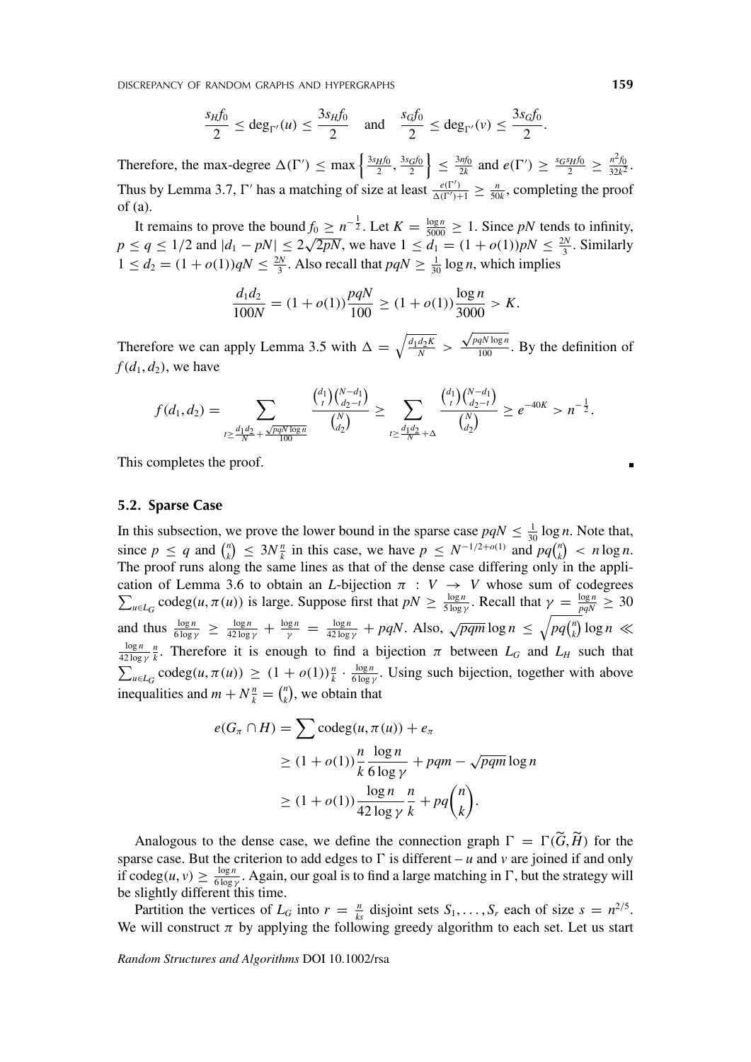$$\frac{s_H f_0}{2} \le \deg_{\Gamma'}(u) \le \frac{3 s_H f_0}{2} \quad \text{and} \quad \frac{s_G f_0}{2} \le \deg_{\Gamma'}(v) \le \frac{3 s_G f_0}{2}.$$

Therefore, the max-degree $\Delta(\Gamma') \le \max\left\{\frac{3s_H f_0}{2}, \frac{3s_G f_0}{2}\right\} \le \frac{3nf_0}{2k}$ and $e(\Gamma') \ge \frac{s_G s_H f_0}{2} \ge \frac{n^2 f_0}{32k^2}$. Thus by Lemma 3.7, $\Gamma'$ has a matching of size at least $\frac{e(\Gamma')}{\Delta(\Gamma')+1} \ge \frac{n}{50k}$, completing the proof of (a).

It remains to prove the bound $f_0 \ge n^{-\frac{1}{2}}$. Let $K = \frac{\log n}{5000} \ge 1$. Since $pN$ tends to infinity, $p \le q \le 1/2$ and $|d_1 - pN| \le 2\sqrt{2pN}$, we have $1 \le d_1 = (1+o(1))pN \le \frac{2N}{3}$. Similarly $1 \le d_2 = (1+o(1))qN \le \frac{2N}{3}$. Also recall that $pqN \ge \frac{1}{30}\log n$, which implies

$$\frac{d_1 d_2}{100N} = (1+o(1))\frac{pqN}{100} \ge (1+o(1))\frac{\log n}{3000} > K.$$

Therefore we can apply Lemma 3.5 with $\Delta = \sqrt{\frac{d_1 d_2 K}{N}} > \frac{\sqrt{pqN\log n}}{100}$. By the definition of $f(d_1, d_2)$, we have

$$f(d_1, d_2) = \sum_{t \ge \frac{d_1 d_2}{N} + \frac{\sqrt{pqN\log n}}{100}} \frac{\binom{d_1}{t}\binom{N-d_1}{d_2-t}}{\binom{N}{d_2}} \ge \sum_{t \ge \frac{d_1 d_2}{N} + \Delta} \frac{\binom{d_1}{t}\binom{N-d_1}{d_2-t}}{\binom{N}{d_2}} \ge e^{-40K} > n^{-\frac{1}{2}}.$$

This completes the proof. ∎

### 5.2. Sparse Case

In this subsection, we prove the lower bound in the sparse case $pqN \le \frac{1}{30}\log n$. Note that, since $p \le q$ and $\binom{n}{k} \le 3N\frac{n}{k}$ in this case, we have $p \le N^{-1/2+o(1)}$ and $pq\binom{n}{k} < n\log n$. The proof runs along the same lines as that of the dense case differing only in the application of Lemma 3.6 to obtain an $L$-bijection $\pi : V \to V$ whose sum of codegrees $\sum_{u \in L_G} \operatorname{codeg}(u, \pi(u))$ is large. Suppose first that $pN \ge \frac{\log n}{5\log\gamma}$. Recall that $\gamma = \frac{\log n}{pqN} \ge 30$ and thus $\frac{\log n}{6\log\gamma} \ge \frac{\log n}{42\log\gamma} + \frac{\log n}{\gamma} = \frac{\log n}{42\log\gamma} + pqN$. Also, $\sqrt{pqm}\log n \le \sqrt{pq\binom{n}{k}}\log n \ll \frac{\log n}{42\log\gamma}\frac{n}{k}$. Therefore it is enough to find a bijection $\pi$ between $L_G$ and $L_H$ such that $\sum_{u \in L_G} \operatorname{codeg}(u, \pi(u)) \ge (1+o(1))\frac{n}{k} \cdot \frac{\log n}{6\log\gamma}$. Using such bijection, together with above inequalities and $m + N\frac{n}{k} = \binom{n}{k}$, we obtain that

$$\begin{aligned}
e(G_\pi \cap H) &= \sum \operatorname{codeg}(u, \pi(u)) + e_\pi \\
&\ge (1+o(1))\frac{n}{k}\frac{\log n}{6\log\gamma} + pqm - \sqrt{pqm}\log n \\
&\ge (1+o(1))\frac{\log n}{42\log\gamma}\frac{n}{k} + pq\binom{n}{k}.
\end{aligned}$$

Analogous to the dense case, we define the connection graph $\Gamma = \Gamma(\widetilde{G}, \widetilde{H})$ for the sparse case. But the criterion to add edges to $\Gamma$ is different – $u$ and $v$ are joined if and only if $\operatorname{codeg}(u, v) \ge \frac{\log n}{6\log\gamma}$. Again, our goal is to find a large matching in $\Gamma$, but the strategy will be slightly different this time.

Partition the vertices of $L_G$ into $r = \frac{n}{ks}$ disjoint sets $S_1, \ldots, S_r$ each of size $s = n^{2/5}$. We will construct $\pi$ by applying the following greedy algorithm to each set. Let us start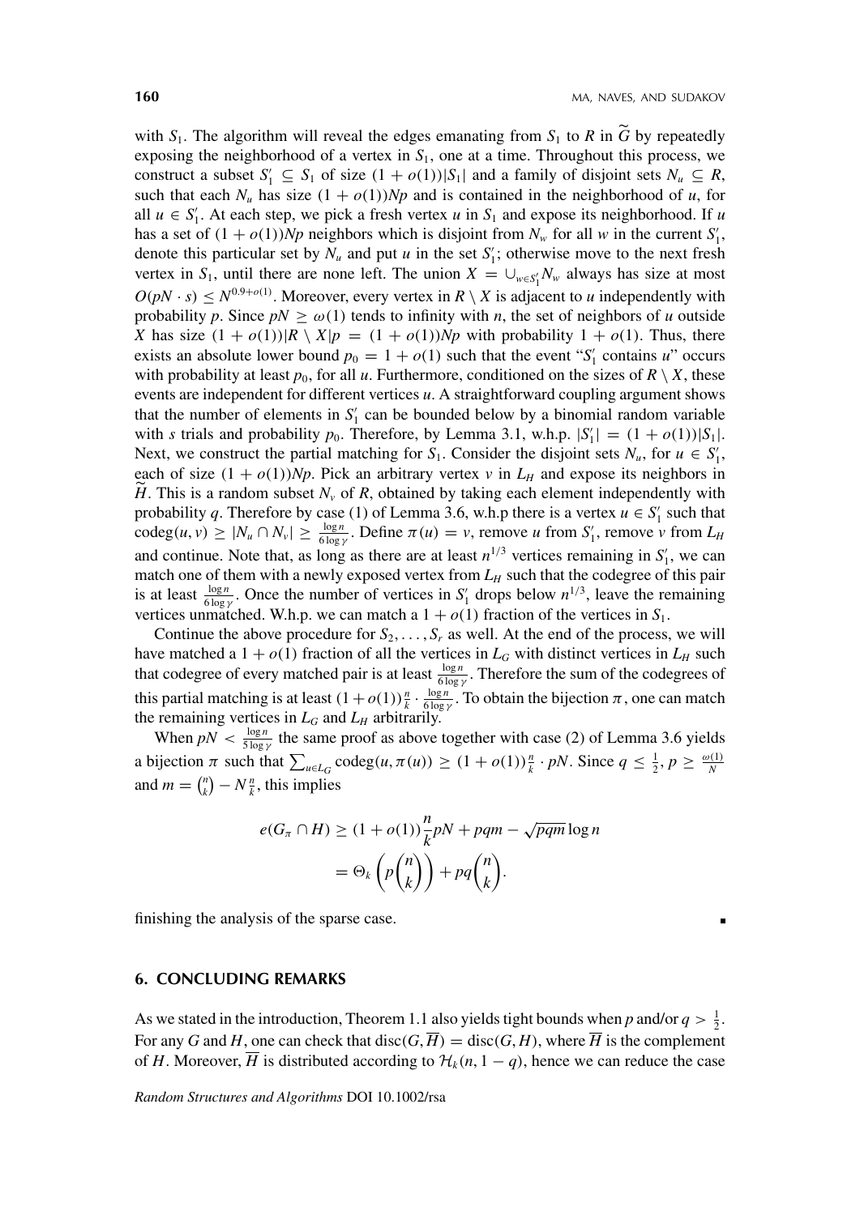with $S_1$. The algorithm will reveal the edges emanating from $S_1$ to $R$ in $\widetilde{G}$ by repeatedly exposing the neighborhood of a vertex in $S_1$, one at a time. Throughout this process, we construct a subset $S_1' \subseteq S_1$ of size $(1+o(1))|S_1|$ and a family of disjoint sets $N_u \subseteq R$, such that each $N_u$ has size $(1+o(1))Np$ and is contained in the neighborhood of $u$, for all $u \in S_1'$. At each step, we pick a fresh vertex $u$ in $S_1$ and expose its neighborhood. If $u$ has a set of $(1+o(1))Np$ neighbors which is disjoint from $N_w$ for all $w$ in the current $S_1'$, denote this particular set by $N_u$ and put $u$ in the set $S_1'$; otherwise move to the next fresh vertex in $S_1$, until there are none left. The union $X = \cup_{w \in S_1'} N_w$ always has size at most $O(pN \cdot s) \leq N^{0.9+o(1)}$. Moreover, every vertex in $R \setminus X$ is adjacent to $u$ independently with probability $p$. Since $pN \geq \omega(1)$ tends to infinity with $n$, the set of neighbors of $u$ outside $X$ has size $(1+o(1))|R \setminus X|p = (1+o(1))Np$ with probability $1+o(1)$. Thus, there exists an absolute lower bound $p_0 = 1+o(1)$ such that the event "$S_1'$ contains $u$" occurs with probability at least $p_0$, for all $u$. Furthermore, conditioned on the sizes of $R \setminus X$, these events are independent for different vertices $u$. A straightforward coupling argument shows that the number of elements in $S_1'$ can be bounded below by a binomial random variable with $s$ trials and probability $p_0$. Therefore, by Lemma 3.1, w.h.p. $|S_1'| = (1+o(1))|S_1|$. Next, we construct the partial matching for $S_1$. Consider the disjoint sets $N_u$, for $u \in S_1'$, each of size $(1+o(1))Np$. Pick an arbitrary vertex $v$ in $L_H$ and expose its neighbors in $\widetilde{H}$. This is a random subset $N_v$ of $R$, obtained by taking each element independently with probability $q$. Therefore by case (1) of Lemma 3.6, w.h.p there is a vertex $u \in S_1'$ such that $\text{codeg}(u, v) \geq |N_u \cap N_v| \geq \frac{\log n}{6 \log \gamma}$. Define $\pi(u) = v$, remove $u$ from $S_1'$, remove $v$ from $L_H$ and continue. Note that, as long as there are at least $n^{1/3}$ vertices remaining in $S_1'$, we can match one of them with a newly exposed vertex from $L_H$ such that the codegree of this pair is at least $\frac{\log n}{6 \log \gamma}$. Once the number of vertices in $S_1'$ drops below $n^{1/3}$, leave the remaining vertices unmatched. W.h.p. we can match a $1+o(1)$ fraction of the vertices in $S_1$.

Continue the above procedure for $S_2, \ldots, S_r$ as well. At the end of the process, we will have matched a $1+o(1)$ fraction of all the vertices in $L_G$ with distinct vertices in $L_H$ such that codegree of every matched pair is at least $\frac{\log n}{6 \log \gamma}$. Therefore the sum of the codegrees of this partial matching is at least $(1+o(1))\frac{n}{k} \cdot \frac{\log n}{6 \log \gamma}$. To obtain the bijection $\pi$, one can match the remaining vertices in $L_G$ and $L_H$ arbitrarily.

When $pN < \frac{\log n}{5 \log \gamma}$ the same proof as above together with case (2) of Lemma 3.6 yields a bijection $\pi$ such that $\sum_{u \in L_G} \text{codeg}(u, \pi(u)) \geq (1+o(1))\frac{n}{k} \cdot pN$. Since $q \leq \frac{1}{2}$, $p \geq \frac{\omega(1)}{N}$ and $m = \binom{n}{k} - N\frac{n}{k}$, this implies

$$
\begin{aligned}
e(G_\pi \cap H) &\geq (1+o(1))\frac{n}{k}pN + pqm - \sqrt{pqm}\log n \\
&= \Theta_k\left(p\binom{n}{k}\right) + pq\binom{n}{k}.
\end{aligned}
$$

finishing the analysis of the sparse case. ∎

## 6. CONCLUDING REMARKS

As we stated in the introduction, Theorem 1.1 also yields tight bounds when $p$ and/or $q > \frac{1}{2}$. For any $G$ and $H$, one can check that $\text{disc}(G, \overline{H}) = \text{disc}(G, H)$, where $\overline{H}$ is the complement of $H$. Moreover, $\overline{H}$ is distributed according to $\mathcal{H}_k(n, 1-q)$, hence we can reduce the case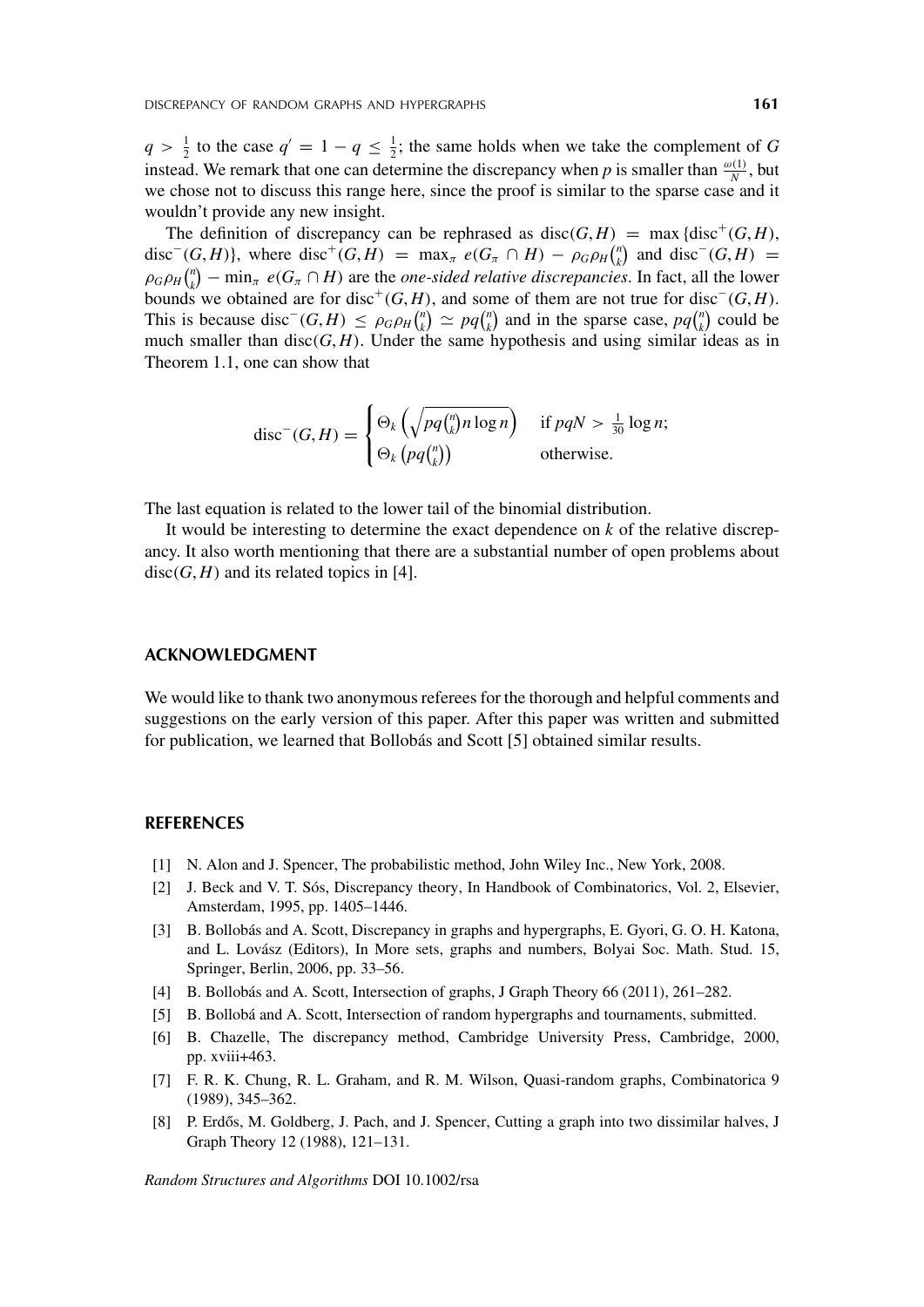$q > \frac{1}{2}$ to the case $q' = 1 - q \leq \frac{1}{2}$; the same holds when we take the complement of $G$ instead. We remark that one can determine the discrepancy when $p$ is smaller than $\frac{\omega(1)}{N}$, but we chose not to discuss this range here, since the proof is similar to the sparse case and it wouldn't provide any new insight.

The definition of discrepancy can be rephrased as $\operatorname{disc}(G,H) = \max\{\operatorname{disc}^+(G,H), \operatorname{disc}^-(G,H)\}$, where $\operatorname{disc}^+(G,H) = \max_\pi e(G_\pi \cap H) - \rho_G\rho_H\binom{n}{k}$ and $\operatorname{disc}^-(G,H) = \rho_G\rho_H\binom{n}{k} - \min_\pi e(G_\pi \cap H)$ are the *one-sided relative discrepancies*. In fact, all the lower bounds we obtained are for $\operatorname{disc}^+(G,H)$, and some of them are not true for $\operatorname{disc}^-(G,H)$. This is because $\operatorname{disc}^-(G,H) \leq \rho_G\rho_H\binom{n}{k} \simeq pq\binom{n}{k}$ and in the sparse case, $pq\binom{n}{k}$ could be much smaller than $\operatorname{disc}(G,H)$. Under the same hypothesis and using similar ideas as in Theorem 1.1, one can show that

$$\operatorname{disc}^-(G,H) = \begin{cases} \Theta_k\left(\sqrt{pq\binom{n}{k}n\log n}\right) & \text{if } pqN > \frac{1}{30}\log n; \\ \Theta_k\left(pq\binom{n}{k}\right) & \text{otherwise.} \end{cases}$$

The last equation is related to the lower tail of the binomial distribution.

It would be interesting to determine the exact dependence on $k$ of the relative discrepancy. It also worth mentioning that there are a substantial number of open problems about $\operatorname{disc}(G,H)$ and its related topics in [4].

## ACKNOWLEDGMENT

We would like to thank two anonymous referees for the thorough and helpful comments and suggestions on the early version of this paper. After this paper was written and submitted for publication, we learned that Bollobás and Scott [5] obtained similar results.

## REFERENCES

[1] N. Alon and J. Spencer, The probabilistic method, John Wiley Inc., New York, 2008.

[2] J. Beck and V. T. Sós, Discrepancy theory, In Handbook of Combinatorics, Vol. 2, Elsevier, Amsterdam, 1995, pp. 1405–1446.

[3] B. Bollobás and A. Scott, Discrepancy in graphs and hypergraphs, E. Gyori, G. O. H. Katona, and L. Lovász (Editors), In More sets, graphs and numbers, Bolyai Soc. Math. Stud. 15, Springer, Berlin, 2006, pp. 33–56.

[4] B. Bollobás and A. Scott, Intersection of graphs, J Graph Theory 66 (2011), 261–282.

[5] B. Bollobá and A. Scott, Intersection of random hypergraphs and tournaments, submitted.

[6] B. Chazelle, The discrepancy method, Cambridge University Press, Cambridge, 2000, pp. xviii+463.

[7] F. R. K. Chung, R. L. Graham, and R. M. Wilson, Quasi-random graphs, Combinatorica 9 (1989), 345–362.

[8] P. Erdős, M. Goldberg, J. Pach, and J. Spencer, Cutting a graph into two dissimilar halves, J Graph Theory 12 (1988), 121–131.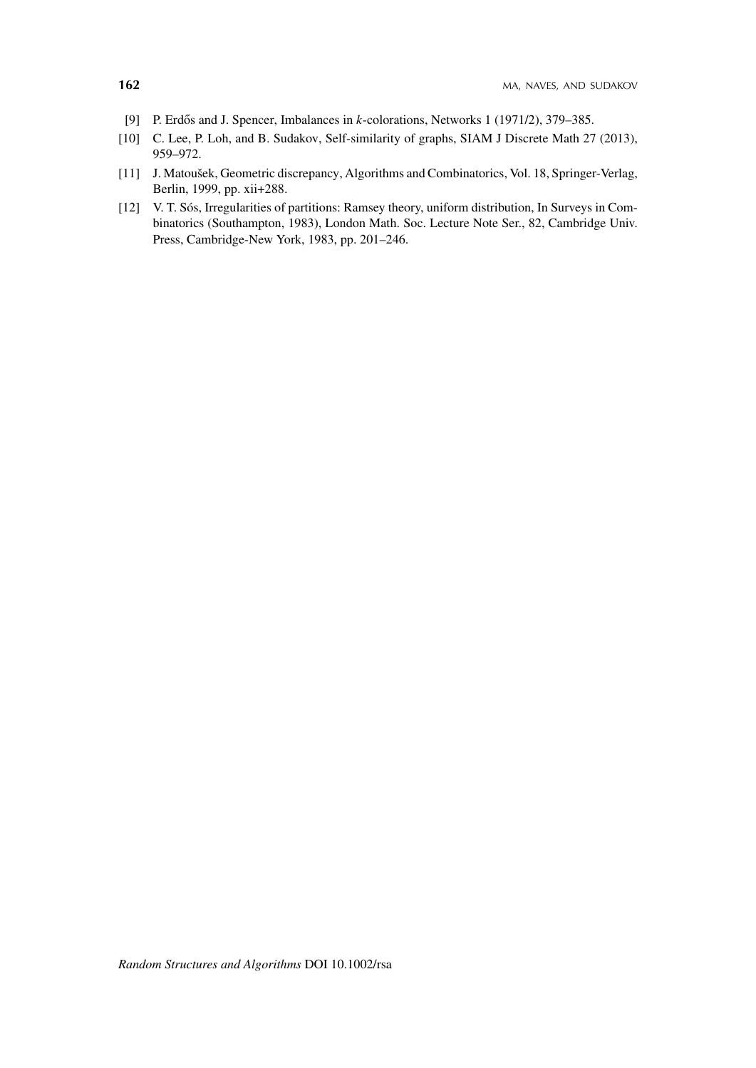[9] P. Erdős and J. Spencer, Imbalances in $k$-colorations, Networks 1 (1971/2), 379–385.

[10] C. Lee, P. Loh, and B. Sudakov, Self-similarity of graphs, SIAM J Discrete Math 27 (2013), 959–972.

[11] J. Matoušek, Geometric discrepancy, Algorithms and Combinatorics, Vol. 18, Springer-Verlag, Berlin, 1999, pp. xii+288.

[12] V. T. Sós, Irregularities of partitions: Ramsey theory, uniform distribution, In Surveys in Combinatorics (Southampton, 1983), London Math. Soc. Lecture Note Ser., 82, Cambridge Univ. Press, Cambridge-New York, 1983, pp. 201–246.